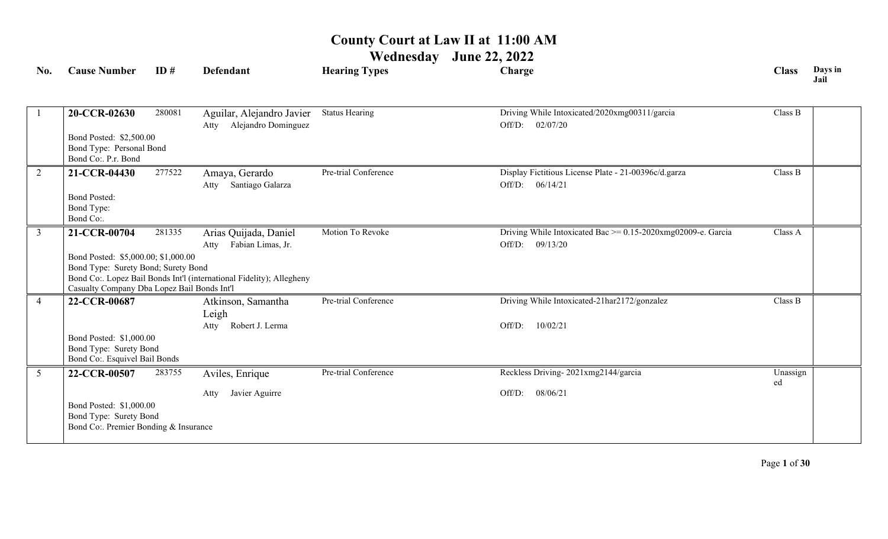# County Court at Law II at 11:00 AM

## Wednesday June 22, 2022

| No. | Cause Number | ID # | Defendant | Hearing Types | Charge | Class | Days in Jail |
|---|---|---|---|---|---|---|---|
| 1 | **20-CCR-02630** | 280081 | Aguilar, Alejandro Javier<br>Atty Alejandro Dominguez | Status Hearing | Driving While Intoxicated/2020xmg00311/garcia<br>Off/D: 02/07/20 | Class B | |
| | Bond Posted: $2,500.00<br>Bond Type: Personal Bond<br>Bond Co:. P.r. Bond | | | | | | |
| 2 | **21-CCR-04430** | 277522 | Amaya, Gerardo<br>Atty Santiago Galarza | Pre-trial Conference | Display Fictitious License Plate - 21-00396c/d.garza<br>Off/D: 06/14/21 | Class B | |
| | Bond Posted:<br>Bond Type:<br>Bond Co:. | | | | | | |
| 3 | **21-CCR-00704** | 281335 | Arias Quijada, Daniel<br>Atty Fabian Limas, Jr. | Motion To Revoke | Driving While Intoxicated Bac >= 0.15-2020xmg02009-e. Garcia<br>Off/D: 09/13/20 | Class A | |
| | Bond Posted: $5,000.00; $1,000.00<br>Bond Type: Surety Bond; Surety Bond<br>Bond Co:. Lopez Bail Bonds Int'l (international Fidelity); Allegheny Casualty Company Dba Lopez Bail Bonds Int'l | | | | | | |
| 4 | **22-CCR-00687** | | Atkinson, Samantha Leigh<br>Atty Robert J. Lerma | Pre-trial Conference | Driving While Intoxicated-21har2172/gonzalez<br>Off/D: 10/02/21 | Class B | |
| | Bond Posted: $1,000.00<br>Bond Type: Surety Bond<br>Bond Co:. Esquivel Bail Bonds | | | | | | |
| 5 | **22-CCR-00507** | 283755 | Aviles, Enrique<br>Atty Javier Aguirre | Pre-trial Conference | Reckless Driving- 2021xmg2144/garcia<br>Off/D: 08/06/21 | Unassigned | |
| | Bond Posted: $1,000.00<br>Bond Type: Surety Bond<br>Bond Co:. Premier Bonding & Insurance | | | | | | |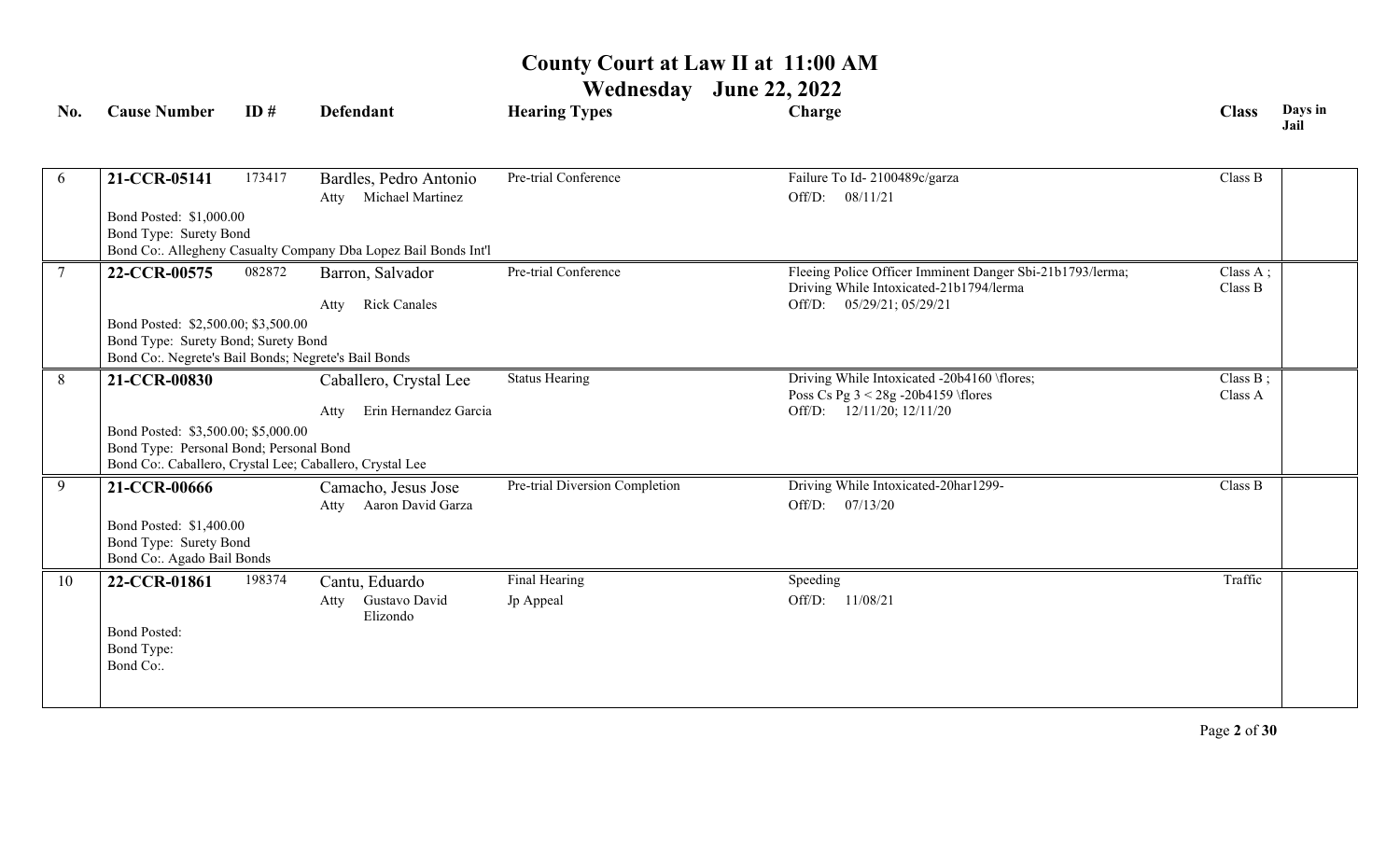# County Court at Law II at 11:00 AM

## Wednesday June 22, 2022

| No. | Cause Number | ID # | Defendant | Hearing Types | Charge | Class | Days in Jail |
|---|---|---|---|---|---|---|---|
| 6 | **21-CCR-05141** | 173417 | Bardles, Pedro Antonio<br>Atty Michael Martinez | Pre-trial Conference | Failure To Id- 2100489c/garza<br>Off/D: 08/11/21 | Class B | |
| | Bond Posted: $1,000.00<br>Bond Type: Surety Bond<br>Bond Co:. Allegheny Casualty Company Dba Lopez Bail Bonds Int'l | | | | | | |
| 7 | **22-CCR-00575** | 082872 | Barron, Salvador<br>Atty Rick Canales | Pre-trial Conference | Fleeing Police Officer Imminent Danger Sbi-21b1793/lerma;<br>Driving While Intoxicated-21b1794/lerma<br>Off/D: 05/29/21; 05/29/21 | Class A ;<br>Class B | |
| | Bond Posted: $2,500.00; $3,500.00<br>Bond Type: Surety Bond; Surety Bond<br>Bond Co:. Negrete's Bail Bonds; Negrete's Bail Bonds | | | | | | |
| 8 | **21-CCR-00830** | | Caballero, Crystal Lee<br>Atty Erin Hernandez Garcia | Status Hearing | Driving While Intoxicated -20b4160 \flores;<br>Poss Cs Pg 3 < 28g -20b4159 \flores<br>Off/D: 12/11/20; 12/11/20 | Class B ;<br>Class A | |
| | Bond Posted: $3,500.00; $5,000.00<br>Bond Type: Personal Bond; Personal Bond<br>Bond Co:. Caballero, Crystal Lee; Caballero, Crystal Lee | | | | | | |
| 9 | **21-CCR-00666** | | Camacho, Jesus Jose<br>Atty Aaron David Garza | Pre-trial Diversion Completion | Driving While Intoxicated-20har1299-<br>Off/D: 07/13/20 | Class B | |
| | Bond Posted: $1,400.00<br>Bond Type: Surety Bond<br>Bond Co:. Agado Bail Bonds | | | | | | |
| 10 | **22-CCR-01861** | 198374 | Cantu, Eduardo<br>Atty Gustavo David Elizondo | Final Hearing<br>Jp Appeal | Speeding<br>Off/D: 11/08/21 | Traffic | |
| | Bond Posted:<br>Bond Type:<br>Bond Co:. | | | | | | |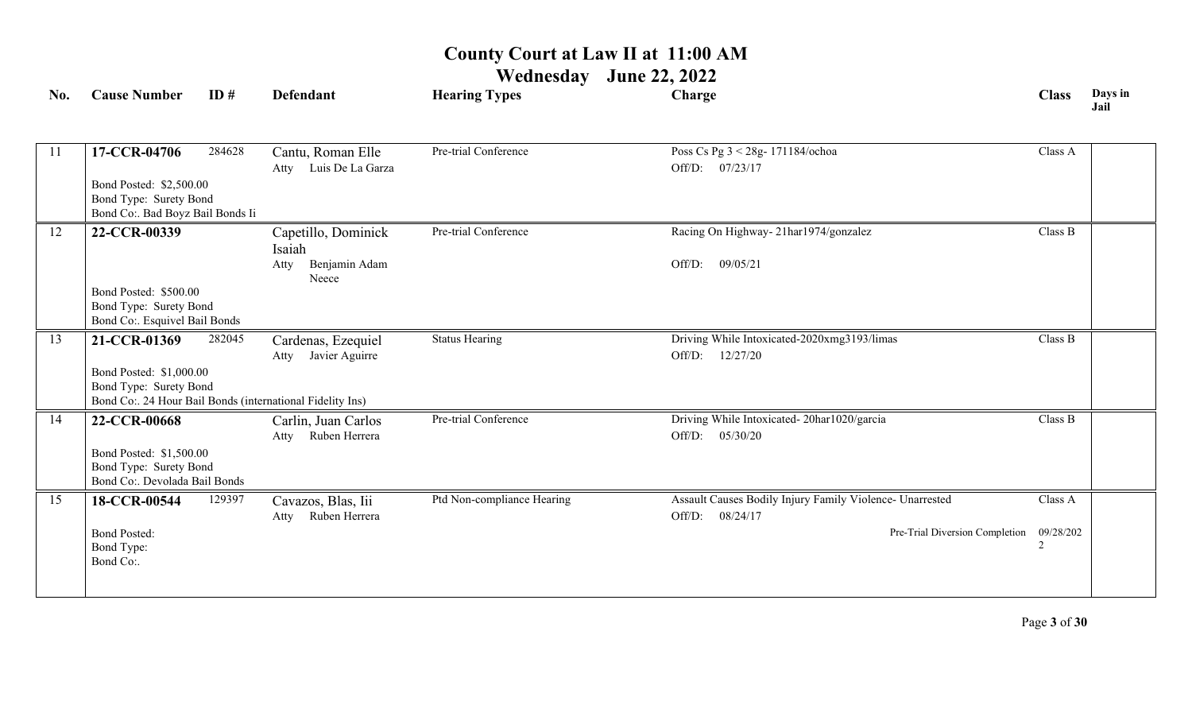# County Court at Law II at 11:00 AM

## Wednesday June 22, 2022

| No. | Cause Number | ID # | Defendant | Hearing Types | Charge | Class | Days in Jail |
|---|---|---|---|---|---|---|---|
| 11 | **17-CCR-04706**<br>Bond Posted: $2,500.00<br>Bond Type: Surety Bond<br>Bond Co:. Bad Boyz Bail Bonds Ii | 284628 | Cantu, Roman Elle<br>Atty Luis De La Garza | Pre-trial Conference | Poss Cs Pg 3 < 28g- 171184/ochoa<br>Off/D: 07/23/17 | Class A | |
| 12 | **22-CCR-00339**<br>Bond Posted: $500.00<br>Bond Type: Surety Bond<br>Bond Co:. Esquivel Bail Bonds | | Capetillo, Dominick Isaiah<br>Atty Benjamin Adam Neece | Pre-trial Conference | Racing On Highway- 21har1974/gonzalez<br>Off/D: 09/05/21 | Class B | |
| 13 | **21-CCR-01369**<br>Bond Posted: $1,000.00<br>Bond Type: Surety Bond<br>Bond Co:. 24 Hour Bail Bonds (international Fidelity Ins) | 282045 | Cardenas, Ezequiel<br>Atty Javier Aguirre | Status Hearing | Driving While Intoxicated-2020xmg3193/limas<br>Off/D: 12/27/20 | Class B | |
| 14 | **22-CCR-00668**<br>Bond Posted: $1,500.00<br>Bond Type: Surety Bond<br>Bond Co:. Devolada Bail Bonds | | Carlin, Juan Carlos<br>Atty Ruben Herrera | Pre-trial Conference | Driving While Intoxicated- 20har1020/garcia<br>Off/D: 05/30/20 | Class B | |
| 15 | **18-CCR-00544**<br>Bond Posted:<br>Bond Type:<br>Bond Co:. | 129397 | Cavazos, Blas, Iii<br>Atty Ruben Herrera | Ptd Non-compliance Hearing | Assault Causes Bodily Injury Family Violence- Unarrested<br>Off/D: 08/24/17<br>Pre-Trial Diversion Completion | Class A<br>09/28/2022 | |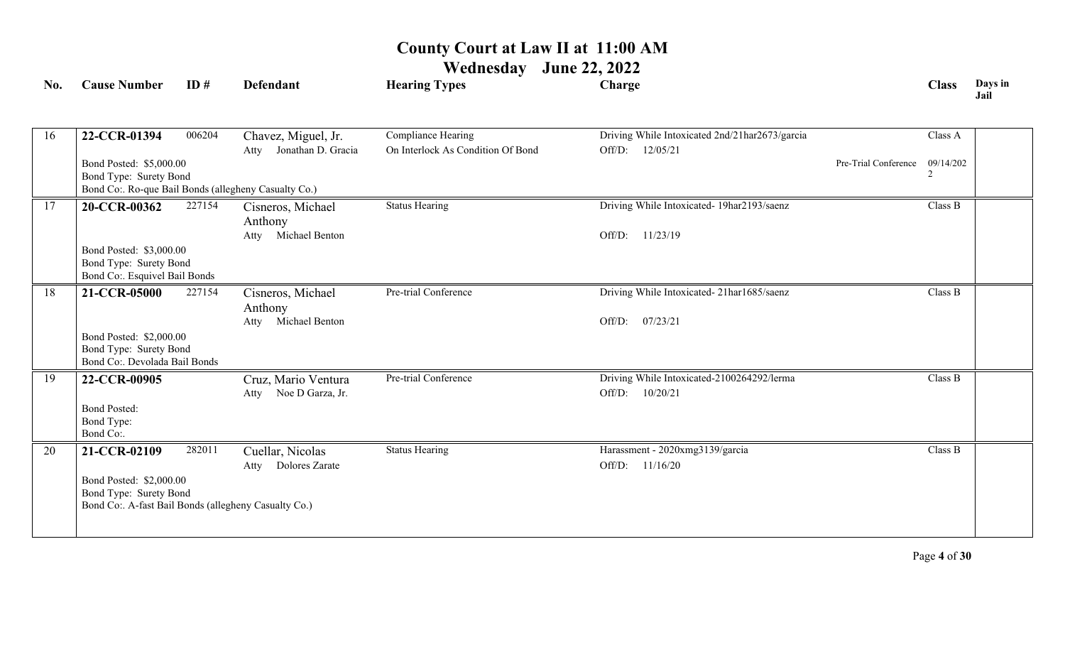# County Court at Law II at 11:00 AM

## Wednesday June 22, 2022

| No. | Cause Number | ID # | Defendant | Hearing Types | Charge | Class | Days in Jail |
|---|---|---|---|---|---|---|---|
| 16 | **22-CCR-01394**<br>Bond Posted: $5,000.00<br>Bond Type: Surety Bond<br>Bond Co:. Ro-que Bail Bonds (allegheny Casualty Co.) | 006204 | Chavez, Miguel, Jr.<br>Atty Jonathan D. Gracia | Compliance Hearing<br>On Interlock As Condition Of Bond | Driving While Intoxicated 2nd/21har2673/garcia<br>Off/D: 12/05/21<br>Pre-Trial Conference 09/14/2022 | Class A | |
| 17 | **20-CCR-00362**<br>Bond Posted: $3,000.00<br>Bond Type: Surety Bond<br>Bond Co:. Esquivel Bail Bonds | 227154 | Cisneros, Michael Anthony<br>Atty Michael Benton | Status Hearing | Driving While Intoxicated- 19har2193/saenz<br>Off/D: 11/23/19 | Class B | |
| 18 | **21-CCR-05000**<br>Bond Posted: $2,000.00<br>Bond Type: Surety Bond<br>Bond Co:. Devolada Bail Bonds | 227154 | Cisneros, Michael Anthony<br>Atty Michael Benton | Pre-trial Conference | Driving While Intoxicated- 21har1685/saenz<br>Off/D: 07/23/21 | Class B | |
| 19 | **22-CCR-00905**<br>Bond Posted:<br>Bond Type:<br>Bond Co:. | | Cruz, Mario Ventura<br>Atty Noe D Garza, Jr. | Pre-trial Conference | Driving While Intoxicated-2100264292/lerma<br>Off/D: 10/20/21 | Class B | |
| 20 | **21-CCR-02109**<br>Bond Posted: $2,000.00<br>Bond Type: Surety Bond<br>Bond Co:. A-fast Bail Bonds (allegheny Casualty Co.) | 282011 | Cuellar, Nicolas<br>Atty Dolores Zarate | Status Hearing | Harassment - 2020xmg3139/garcia<br>Off/D: 11/16/20 | Class B | |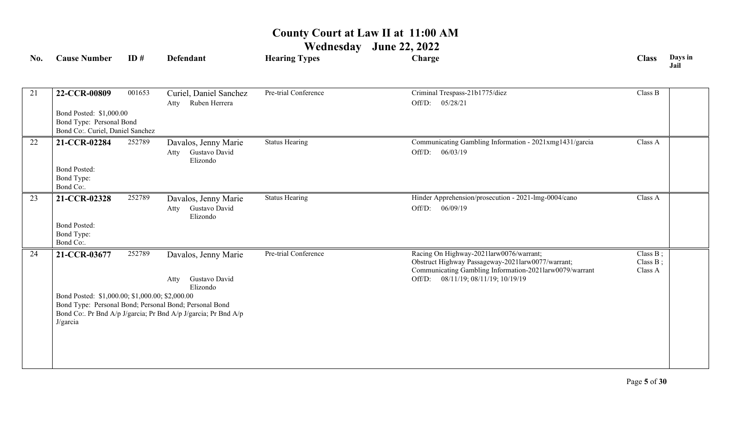# County Court at Law II at 11:00 AM

## Wednesday June 22, 2022

| No. | Cause Number | ID # | Defendant | Hearing Types | Charge | Class | Days in Jail |
|---|---|---|---|---|---|---|---|
| 21 | **22-CCR-00809**<br>Bond Posted: $1,000.00<br>Bond Type: Personal Bond<br>Bond Co:. Curiel, Daniel Sanchez | 001653 | Curiel, Daniel Sanchez<br>Atty Ruben Herrera | Pre-trial Conference | Criminal Trespass-21b1775/diez<br>Off/D: 05/28/21 | Class B | |
| 22 | **21-CCR-02284**<br>Bond Posted:<br>Bond Type:<br>Bond Co:. | 252789 | Davalos, Jenny Marie<br>Atty Gustavo David Elizondo | Status Hearing | Communicating Gambling Information - 2021xmg1431/garcia<br>Off/D: 06/03/19 | Class A | |
| 23 | **21-CCR-02328**<br>Bond Posted:<br>Bond Type:<br>Bond Co:. | 252789 | Davalos, Jenny Marie<br>Atty Gustavo David Elizondo | Status Hearing | Hinder Apprehension/prosecution - 2021-lmg-0004/cano<br>Off/D: 06/09/19 | Class A | |
| 24 | **21-CCR-03677**<br>Bond Posted: $1,000.00; $1,000.00; $2,000.00<br>Bond Type: Personal Bond; Personal Bond; Personal Bond<br>Bond Co:. Pr Bnd A/p J/garcia; Pr Bnd A/p J/garcia; Pr Bnd A/p J/garcia | 252789 | Davalos, Jenny Marie<br>Atty Gustavo David Elizondo | Pre-trial Conference | Racing On Highway-2021larw0076/warrant;<br>Obstruct Highway Passageway-2021larw0077/warrant;<br>Communicating Gambling Information-2021larw0079/warrant<br>Off/D: 08/11/19; 08/11/19; 10/19/19 | Class B ;<br>Class B ;<br>Class A | |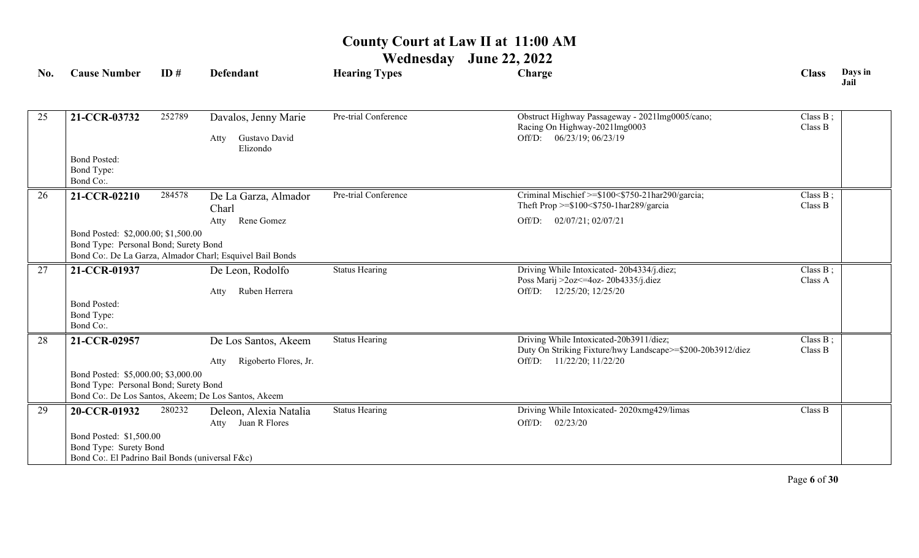# County Court at Law II at 11:00 AM

## Wednesday June 22, 2022

| No. | Cause Number | ID # | Defendant | Hearing Types | Charge | Class | Days in Jail |
|---|---|---|---|---|---|---|---|
| 25 | **21-CCR-03732** | 252789 | Davalos, Jenny Marie<br>Atty Gustavo David Elizondo | Pre-trial Conference | Obstruct Highway Passageway - 2021lmg0005/cano;<br>Racing On Highway-2021lmg0003<br>Off/D: 06/23/19; 06/23/19 | Class B ;<br>Class B | |
| | Bond Posted:<br>Bond Type:<br>Bond Co:. | | | | | | |
| 26 | **21-CCR-02210** | 284578 | De La Garza, Almador Charl<br>Atty Rene Gomez | Pre-trial Conference | Criminal Mischief >=$100<$750-21har290/garcia;<br>Theft Prop >=$100<$750-1har289/garcia<br>Off/D: 02/07/21; 02/07/21 | Class B ;<br>Class B | |
| | Bond Posted: $2,000.00; $1,500.00<br>Bond Type: Personal Bond; Surety Bond<br>Bond Co:. De La Garza, Almador Charl; Esquivel Bail Bonds | | | | | | |
| 27 | **21-CCR-01937** | | De Leon, Rodolfo<br>Atty Ruben Herrera | Status Hearing | Driving While Intoxicated- 20b4334/j.diez;<br>Poss Marij >2oz<=4oz- 20b4335/j.diez<br>Off/D: 12/25/20; 12/25/20 | Class B ;<br>Class A | |
| | Bond Posted:<br>Bond Type:<br>Bond Co:. | | | | | | |
| 28 | **21-CCR-02957** | | De Los Santos, Akeem<br>Atty Rigoberto Flores, Jr. | Status Hearing | Driving While Intoxicated-20b3911/diez;<br>Duty On Striking Fixture/hwy Landscape>=$200-20b3912/diez<br>Off/D: 11/22/20; 11/22/20 | Class B ;<br>Class B | |
| | Bond Posted: $5,000.00; $3,000.00<br>Bond Type: Personal Bond; Surety Bond<br>Bond Co:. De Los Santos, Akeem; De Los Santos, Akeem | | | | | | |
| 29 | **20-CCR-01932** | 280232 | Deleon, Alexia Natalia<br>Atty Juan R Flores | Status Hearing | Driving While Intoxicated- 2020xmg429/limas<br>Off/D: 02/23/20 | Class B | |
| | Bond Posted: $1,500.00<br>Bond Type: Surety Bond<br>Bond Co:. El Padrino Bail Bonds (universal F&c) | | | | | | |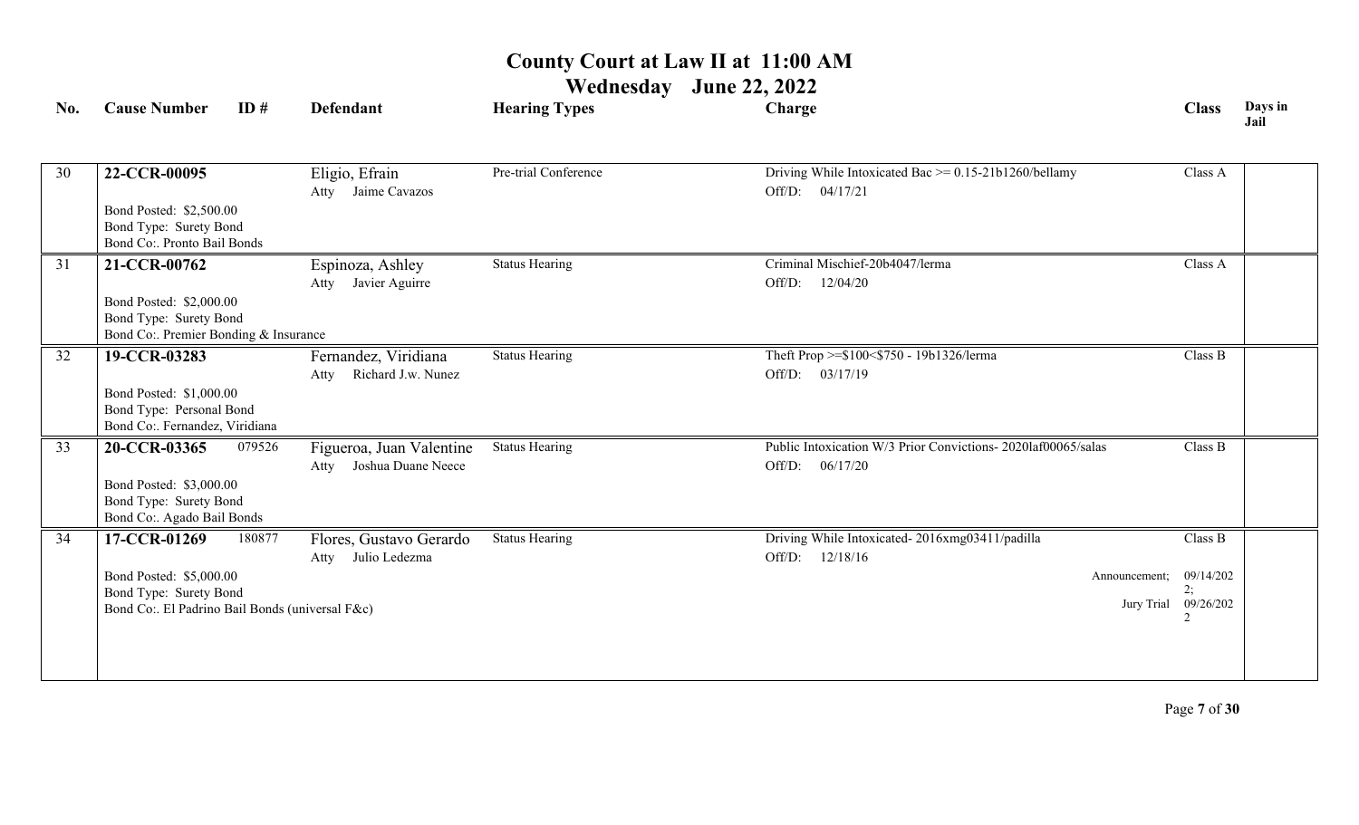# County Court at Law II at 11:00 AM

## Wednesday June 22, 2022

| No. | Cause Number | ID # | Defendant | Hearing Types | Charge | Class | Days in Jail |
|---|---|---|---|---|---|---|---|
| 30 | **22-CCR-00095**<br>Bond Posted: $2,500.00<br>Bond Type: Surety Bond<br>Bond Co:. Pronto Bail Bonds | | Eligio, Efrain<br>Atty Jaime Cavazos | Pre-trial Conference | Driving While Intoxicated Bac >= 0.15-21b1260/bellamy<br>Off/D: 04/17/21 | Class A | |
| 31 | **21-CCR-00762**<br>Bond Posted: $2,000.00<br>Bond Type: Surety Bond<br>Bond Co:. Premier Bonding & Insurance | | Espinoza, Ashley<br>Atty Javier Aguirre | Status Hearing | Criminal Mischief-20b4047/lerma<br>Off/D: 12/04/20 | Class A | |
| 32 | **19-CCR-03283**<br>Bond Posted: $1,000.00<br>Bond Type: Personal Bond<br>Bond Co:. Fernandez, Viridiana | | Fernandez, Viridiana<br>Atty Richard J.w. Nunez | Status Hearing | Theft Prop >=$100<$750 - 19b1326/lerma<br>Off/D: 03/17/19 | Class B | |
| 33 | **20-CCR-03365**<br>Bond Posted: $3,000.00<br>Bond Type: Surety Bond<br>Bond Co:. Agado Bail Bonds | 079526 | Figueroa, Juan Valentine<br>Atty Joshua Duane Neece | Status Hearing | Public Intoxication W/3 Prior Convictions- 2020laf00065/salas<br>Off/D: 06/17/20 | Class B | |
| 34 | **17-CCR-01269**<br>Bond Posted: $5,000.00<br>Bond Type: Surety Bond<br>Bond Co:. El Padrino Bail Bonds (universal F&c) | 180877 | Flores, Gustavo Gerardo<br>Atty Julio Ledezma | Status Hearing | Driving While Intoxicated- 2016xmg03411/padilla<br>Off/D: 12/18/16<br>Announcement; 09/14/2022;<br>Jury Trial 09/26/2022 | Class B | |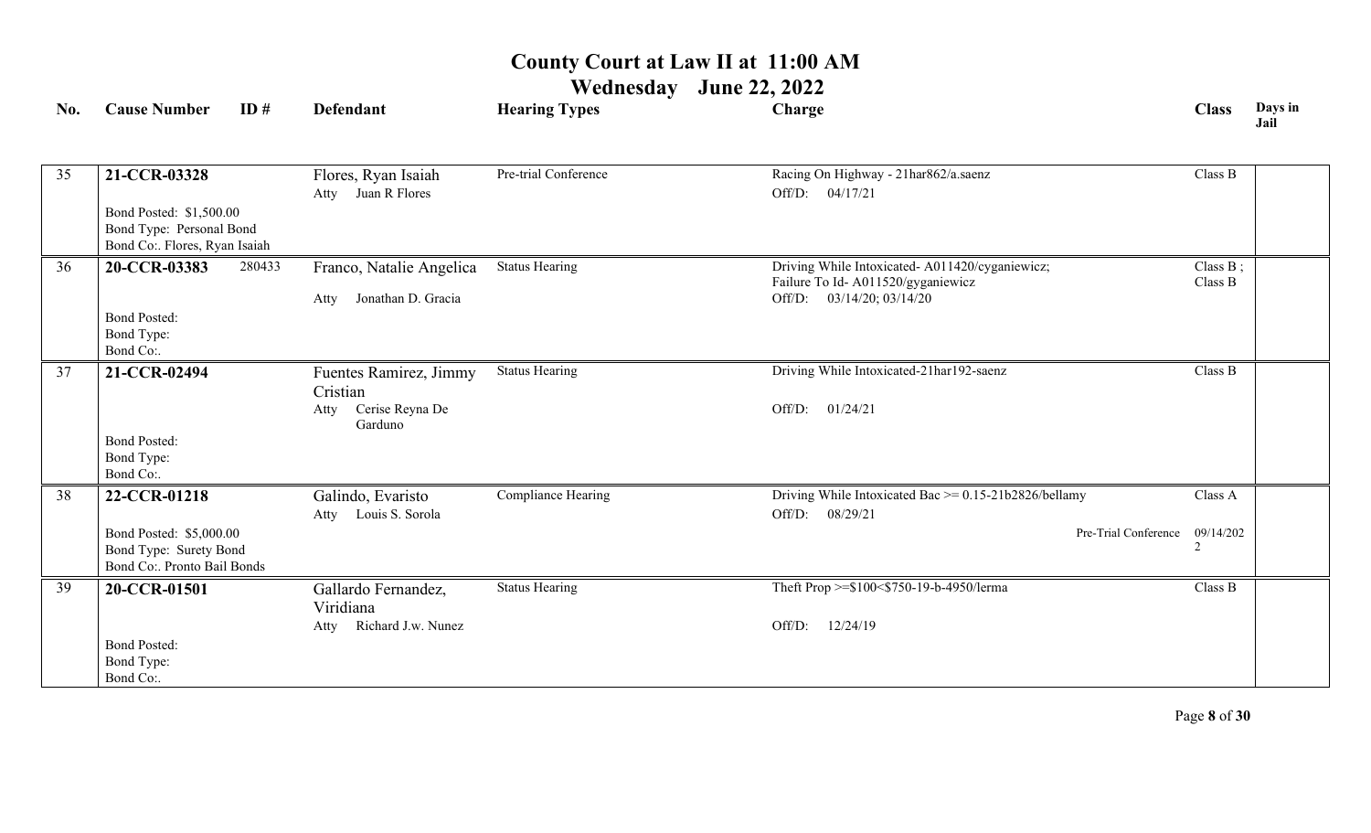# County Court at Law II at 11:00 AM

## Wednesday June 22, 2022

| No. | Cause Number | ID # | Defendant | Hearing Types | Charge | Class | Days in Jail |
|---|---|---|---|---|---|---|---|
| 35 | **21-CCR-03328**<br>Bond Posted: $1,500.00<br>Bond Type: Personal Bond<br>Bond Co:. Flores, Ryan Isaiah | | Flores, Ryan Isaiah<br>Atty Juan R Flores | Pre-trial Conference | Racing On Highway - 21har862/a.saenz<br>Off/D: 04/17/21 | Class B | |
| 36 | **20-CCR-03383**<br>Bond Posted:<br>Bond Type:<br>Bond Co:. | 280433 | Franco, Natalie Angelica<br>Atty Jonathan D. Gracia | Status Hearing | Driving While Intoxicated- A011420/cyganiewicz;<br>Failure To Id- A011520/gyganiewicz<br>Off/D: 03/14/20; 03/14/20 | Class B ;<br>Class B | |
| 37 | **21-CCR-02494**<br>Bond Posted:<br>Bond Type:<br>Bond Co:. | | Fuentes Ramirez, Jimmy Cristian<br>Atty Cerise Reyna De Garduno | Status Hearing | Driving While Intoxicated-21har192-saenz<br>Off/D: 01/24/21 | Class B | |
| 38 | **22-CCR-01218**<br>Bond Posted: $5,000.00<br>Bond Type: Surety Bond<br>Bond Co:. Pronto Bail Bonds | | Galindo, Evaristo<br>Atty Louis S. Sorola | Compliance Hearing | Driving While Intoxicated Bac >= 0.15-21b2826/bellamy<br>Off/D: 08/29/21<br>Pre-Trial Conference | Class A<br>09/14/2022 | |
| 39 | **20-CCR-01501**<br>Bond Posted:<br>Bond Type:<br>Bond Co:. | | Gallardo Fernandez, Viridiana<br>Atty Richard J.w. Nunez | Status Hearing | Theft Prop >=$100<$750-19-b-4950/lerma<br>Off/D: 12/24/19 | Class B | |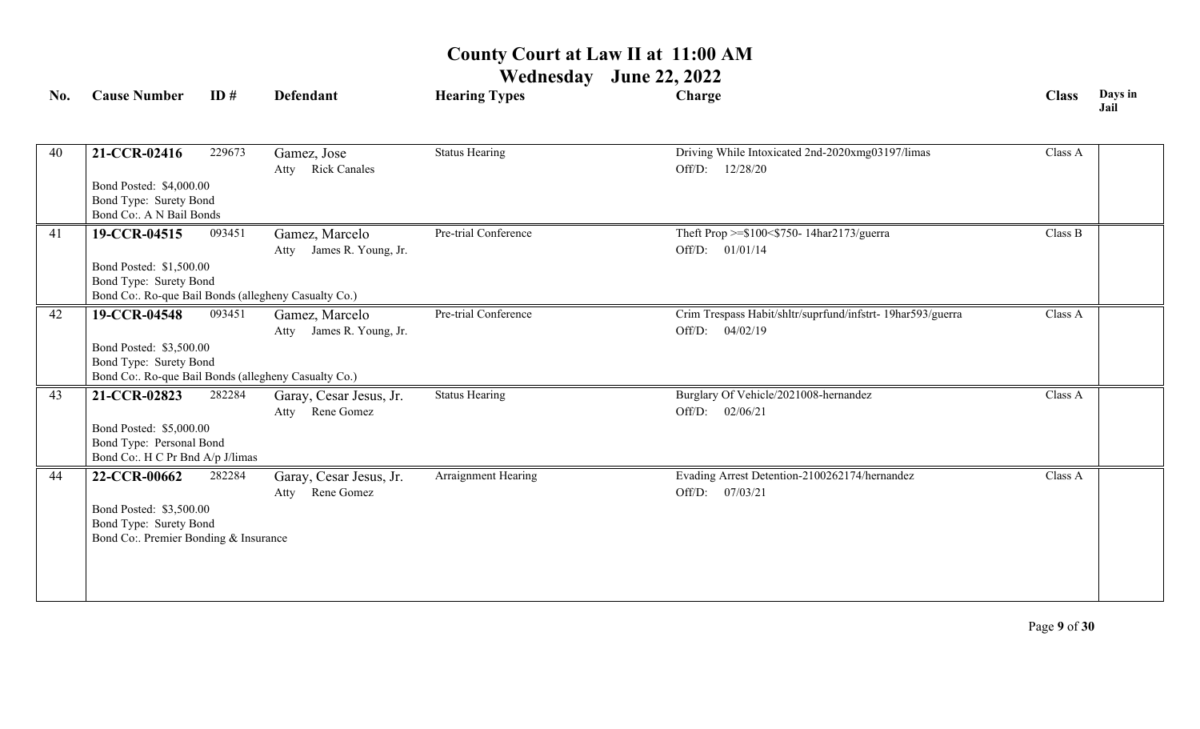# County Court at Law II at 11:00 AM

## Wednesday June 22, 2022

| No. | Cause Number | ID # | Defendant | Hearing Types | Charge | Class | Days in Jail |
|---|---|---|---|---|---|---|---|
| 40 | **21-CCR-02416**<br>Bond Posted: $4,000.00<br>Bond Type: Surety Bond<br>Bond Co:. A N Bail Bonds | 229673 | Gamez, Jose<br>Atty Rick Canales | Status Hearing | Driving While Intoxicated 2nd-2020xmg03197/limas<br>Off/D: 12/28/20 | Class A | |
| 41 | **19-CCR-04515**<br>Bond Posted: $1,500.00<br>Bond Type: Surety Bond<br>Bond Co:. Ro-que Bail Bonds (allegheny Casualty Co.) | 093451 | Gamez, Marcelo<br>Atty James R. Young, Jr. | Pre-trial Conference | Theft Prop >=$100<$750- 14har2173/guerra<br>Off/D: 01/01/14 | Class B | |
| 42 | **19-CCR-04548**<br>Bond Posted: $3,500.00<br>Bond Type: Surety Bond<br>Bond Co:. Ro-que Bail Bonds (allegheny Casualty Co.) | 093451 | Gamez, Marcelo<br>Atty James R. Young, Jr. | Pre-trial Conference | Crim Trespass Habit/shltr/suprfund/infstrt- 19har593/guerra<br>Off/D: 04/02/19 | Class A | |
| 43 | **21-CCR-02823**<br>Bond Posted: $5,000.00<br>Bond Type: Personal Bond<br>Bond Co:. H C Pr Bnd A/p J/limas | 282284 | Garay, Cesar Jesus, Jr.<br>Atty Rene Gomez | Status Hearing | Burglary Of Vehicle/2021008-hernandez<br>Off/D: 02/06/21 | Class A | |
| 44 | **22-CCR-00662**<br>Bond Posted: $3,500.00<br>Bond Type: Surety Bond<br>Bond Co:. Premier Bonding & Insurance | 282284 | Garay, Cesar Jesus, Jr.<br>Atty Rene Gomez | Arraignment Hearing | Evading Arrest Detention-2100262174/hernandez<br>Off/D: 07/03/21 | Class A | |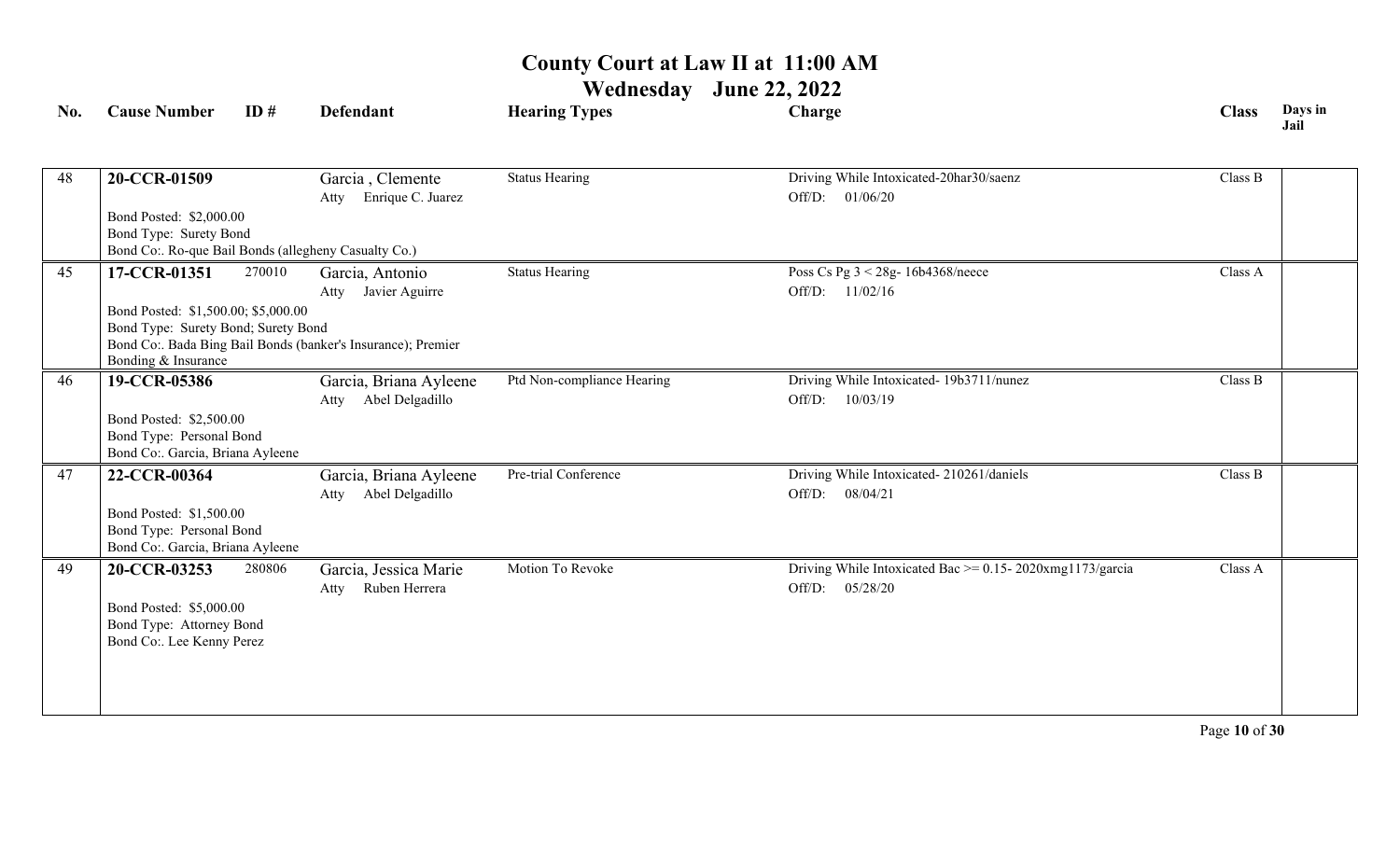# County Court at Law II at 11:00 AM

## Wednesday June 22, 2022

| No. | Cause Number | ID # | Defendant | Hearing Types | Charge | Class | Days in Jail |
|---|---|---|---|---|---|---|---|
| 48 | **20-CCR-01509**<br>Bond Posted: $2,000.00<br>Bond Type: Surety Bond<br>Bond Co:. Ro-que Bail Bonds (allegheny Casualty Co.) | | Garcia , Clemente<br>Atty Enrique C. Juarez | Status Hearing | Driving While Intoxicated-20har30/saenz<br>Off/D: 01/06/20 | Class B | |
| 45 | **17-CCR-01351**<br>Bond Posted: $1,500.00; $5,000.00<br>Bond Type: Surety Bond; Surety Bond<br>Bond Co:. Bada Bing Bail Bonds (banker's Insurance); Premier Bonding & Insurance | 270010 | Garcia, Antonio<br>Atty Javier Aguirre | Status Hearing | Poss Cs Pg 3 < 28g- 16b4368/neece<br>Off/D: 11/02/16 | Class A | |
| 46 | **19-CCR-05386**<br>Bond Posted: $2,500.00<br>Bond Type: Personal Bond<br>Bond Co:. Garcia, Briana Ayleene | | Garcia, Briana Ayleene<br>Atty Abel Delgadillo | Ptd Non-compliance Hearing | Driving While Intoxicated- 19b3711/nunez<br>Off/D: 10/03/19 | Class B | |
| 47 | **22-CCR-00364**<br>Bond Posted: $1,500.00<br>Bond Type: Personal Bond<br>Bond Co:. Garcia, Briana Ayleene | | Garcia, Briana Ayleene<br>Atty Abel Delgadillo | Pre-trial Conference | Driving While Intoxicated- 210261/daniels<br>Off/D: 08/04/21 | Class B | |
| 49 | **20-CCR-03253**<br>Bond Posted: $5,000.00<br>Bond Type: Attorney Bond<br>Bond Co:. Lee Kenny Perez | 280806 | Garcia, Jessica Marie<br>Atty Ruben Herrera | Motion To Revoke | Driving While Intoxicated Bac >= 0.15- 2020xmg1173/garcia<br>Off/D: 05/28/20 | Class A | |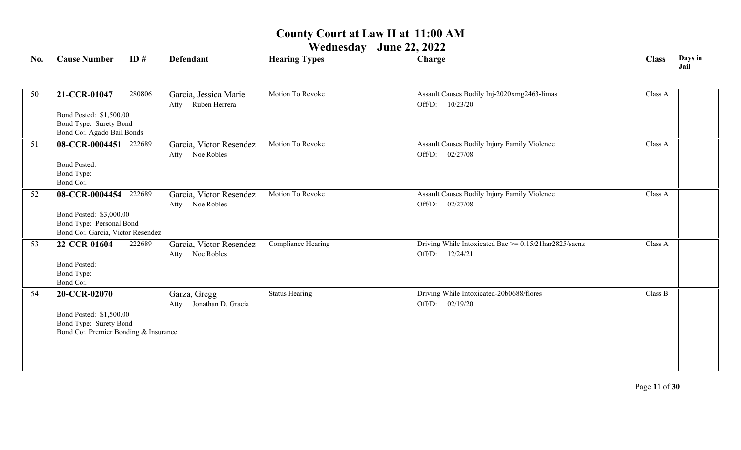# County Court at Law II at 11:00 AM

## Wednesday June 22, 2022

| No. | Cause Number | ID # | Defendant | Hearing Types | Charge | Class | Days in Jail |
|---|---|---|---|---|---|---|---|
| 50 | **21-CCR-01047**<br>Bond Posted: $1,500.00<br>Bond Type: Surety Bond<br>Bond Co:. Agado Bail Bonds | 280806 | Garcia, Jessica Marie<br>Atty Ruben Herrera | Motion To Revoke | Assault Causes Bodily Inj-2020xmg2463-limas<br>Off/D: 10/23/20 | Class A | |
| 51 | **08-CCR-0004451**<br>Bond Posted:<br>Bond Type:<br>Bond Co:. | 222689 | Garcia, Victor Resendez<br>Atty Noe Robles | Motion To Revoke | Assault Causes Bodily Injury Family Violence<br>Off/D: 02/27/08 | Class A | |
| 52 | **08-CCR-0004454**<br>Bond Posted: $3,000.00<br>Bond Type: Personal Bond<br>Bond Co:. Garcia, Victor Resendez | 222689 | Garcia, Victor Resendez<br>Atty Noe Robles | Motion To Revoke | Assault Causes Bodily Injury Family Violence<br>Off/D: 02/27/08 | Class A | |
| 53 | **22-CCR-01604**<br>Bond Posted:<br>Bond Type:<br>Bond Co:. | 222689 | Garcia, Victor Resendez<br>Atty Noe Robles | Compliance Hearing | Driving While Intoxicated Bac >= 0.15/21har2825/saenz<br>Off/D: 12/24/21 | Class A | |
| 54 | **20-CCR-02070**<br>Bond Posted: $1,500.00<br>Bond Type: Surety Bond<br>Bond Co:. Premier Bonding & Insurance | | Garza, Gregg<br>Atty Jonathan D. Gracia | Status Hearing | Driving While Intoxicated-20b0688/flores<br>Off/D: 02/19/20 | Class B | |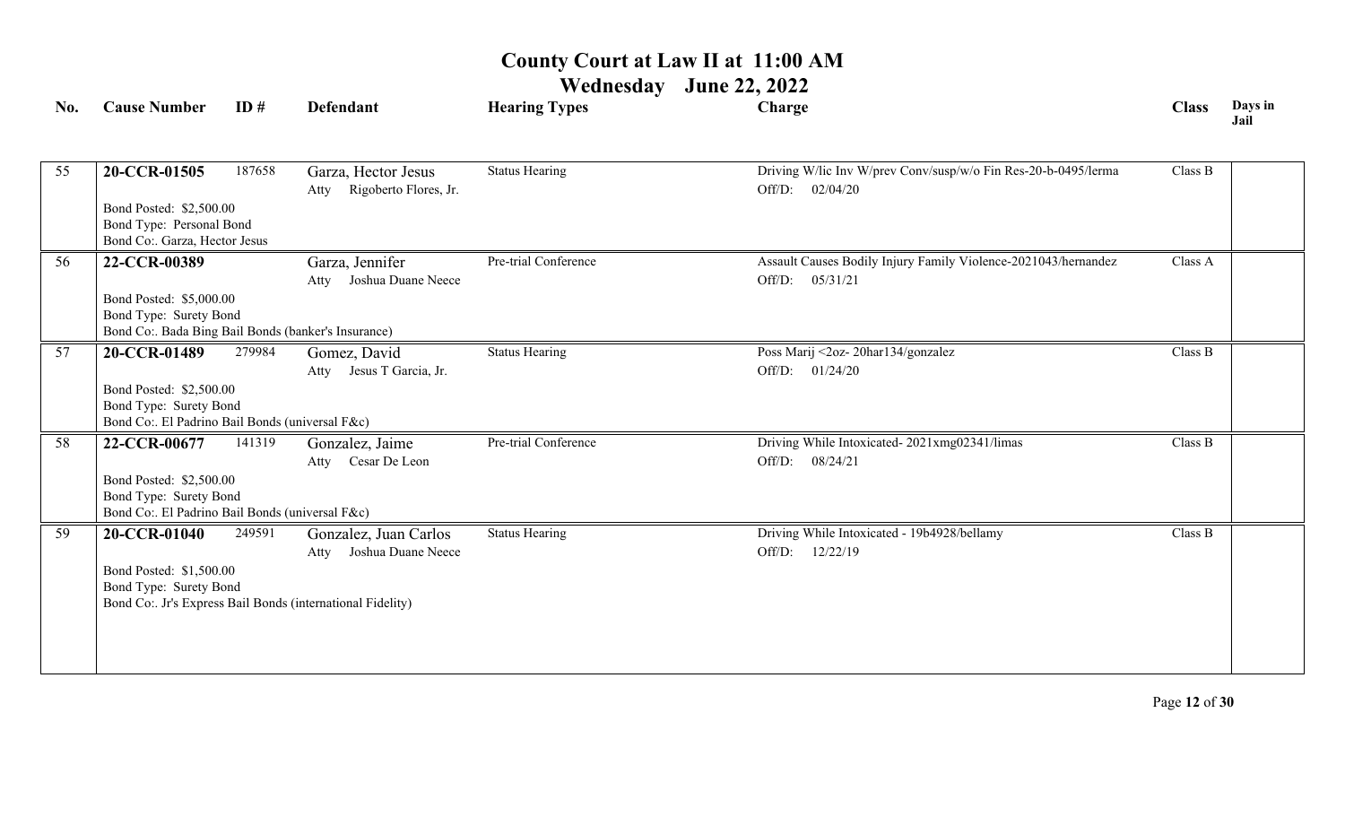# County Court at Law II at 11:00 AM

## Wednesday June 22, 2022

| No. | Cause Number | ID # | Defendant | Hearing Types | Charge | Class | Days in Jail |
|---|---|---|---|---|---|---|---|
| 55 | **20-CCR-01505** | 187658 | Garza, Hector Jesus<br>Atty Rigoberto Flores, Jr. | Status Hearing | Driving W/lic Inv W/prev Conv/susp/w/o Fin Res-20-b-0495/lerma<br>Off/D: 02/04/20 | Class B | |
| | Bond Posted: $2,500.00<br>Bond Type: Personal Bond<br>Bond Co:. Garza, Hector Jesus | | | | | | |
| 56 | **22-CCR-00389** | | Garza, Jennifer<br>Atty Joshua Duane Neece | Pre-trial Conference | Assault Causes Bodily Injury Family Violence-2021043/hernandez<br>Off/D: 05/31/21 | Class A | |
| | Bond Posted: $5,000.00<br>Bond Type: Surety Bond<br>Bond Co:. Bada Bing Bail Bonds (banker's Insurance) | | | | | | |
| 57 | **20-CCR-01489** | 279984 | Gomez, David<br>Atty Jesus T Garcia, Jr. | Status Hearing | Poss Marij <2oz- 20har134/gonzalez<br>Off/D: 01/24/20 | Class B | |
| | Bond Posted: $2,500.00<br>Bond Type: Surety Bond<br>Bond Co:. El Padrino Bail Bonds (universal F&c) | | | | | | |
| 58 | **22-CCR-00677** | 141319 | Gonzalez, Jaime<br>Atty Cesar De Leon | Pre-trial Conference | Driving While Intoxicated- 2021xmg02341/limas<br>Off/D: 08/24/21 | Class B | |
| | Bond Posted: $2,500.00<br>Bond Type: Surety Bond<br>Bond Co:. El Padrino Bail Bonds (universal F&c) | | | | | | |
| 59 | **20-CCR-01040** | 249591 | Gonzalez, Juan Carlos<br>Atty Joshua Duane Neece | Status Hearing | Driving While Intoxicated - 19b4928/bellamy<br>Off/D: 12/22/19 | Class B | |
| | Bond Posted: $1,500.00<br>Bond Type: Surety Bond<br>Bond Co:. Jr's Express Bail Bonds (international Fidelity) | | | | | | |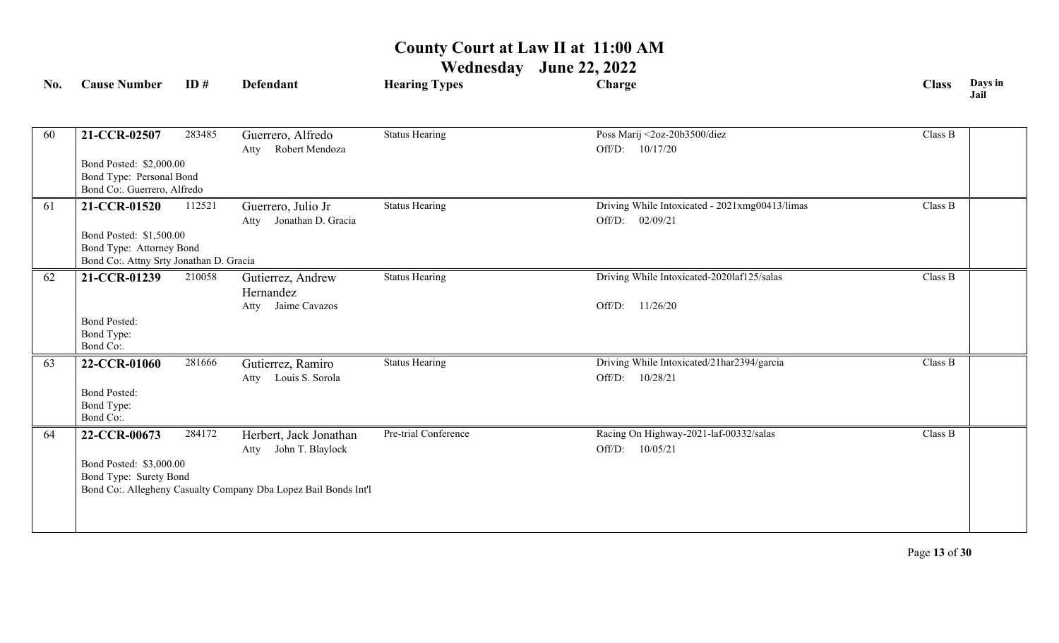# County Court at Law II at 11:00 AM

## Wednesday June 22, 2022

| No. | Cause Number | ID # | Defendant | Hearing Types | Charge | Class | Days in Jail |
|---|---|---|---|---|---|---|---|
| 60 | **21-CCR-02507** | 283485 | Guerrero, Alfredo<br>Atty Robert Mendoza | Status Hearing | Poss Marij <2oz-20b3500/diez<br>Off/D: 10/17/20 | Class B | |
| | Bond Posted: $2,000.00<br>Bond Type: Personal Bond<br>Bond Co:. Guerrero, Alfredo | | | | | | |
| 61 | **21-CCR-01520** | 112521 | Guerrero, Julio Jr<br>Atty Jonathan D. Gracia | Status Hearing | Driving While Intoxicated - 2021xmg00413/limas<br>Off/D: 02/09/21 | Class B | |
| | Bond Posted: $1,500.00<br>Bond Type: Attorney Bond<br>Bond Co:. Attny Srty Jonathan D. Gracia | | | | | | |
| 62 | **21-CCR-01239** | 210058 | Gutierrez, Andrew Hernandez<br>Atty Jaime Cavazos | Status Hearing | Driving While Intoxicated-2020laf125/salas<br>Off/D: 11/26/20 | Class B | |
| | Bond Posted:<br>Bond Type:<br>Bond Co:. | | | | | | |
| 63 | **22-CCR-01060** | 281666 | Gutierrez, Ramiro<br>Atty Louis S. Sorola | Status Hearing | Driving While Intoxicated/21har2394/garcia<br>Off/D: 10/28/21 | Class B | |
| | Bond Posted:<br>Bond Type:<br>Bond Co:. | | | | | | |
| 64 | **22-CCR-00673** | 284172 | Herbert, Jack Jonathan<br>Atty John T. Blaylock | Pre-trial Conference | Racing On Highway-2021-laf-00332/salas<br>Off/D: 10/05/21 | Class B | |
| | Bond Posted: $3,000.00<br>Bond Type: Surety Bond<br>Bond Co:. Allegheny Casualty Company Dba Lopez Bail Bonds Int'l | | | | | | |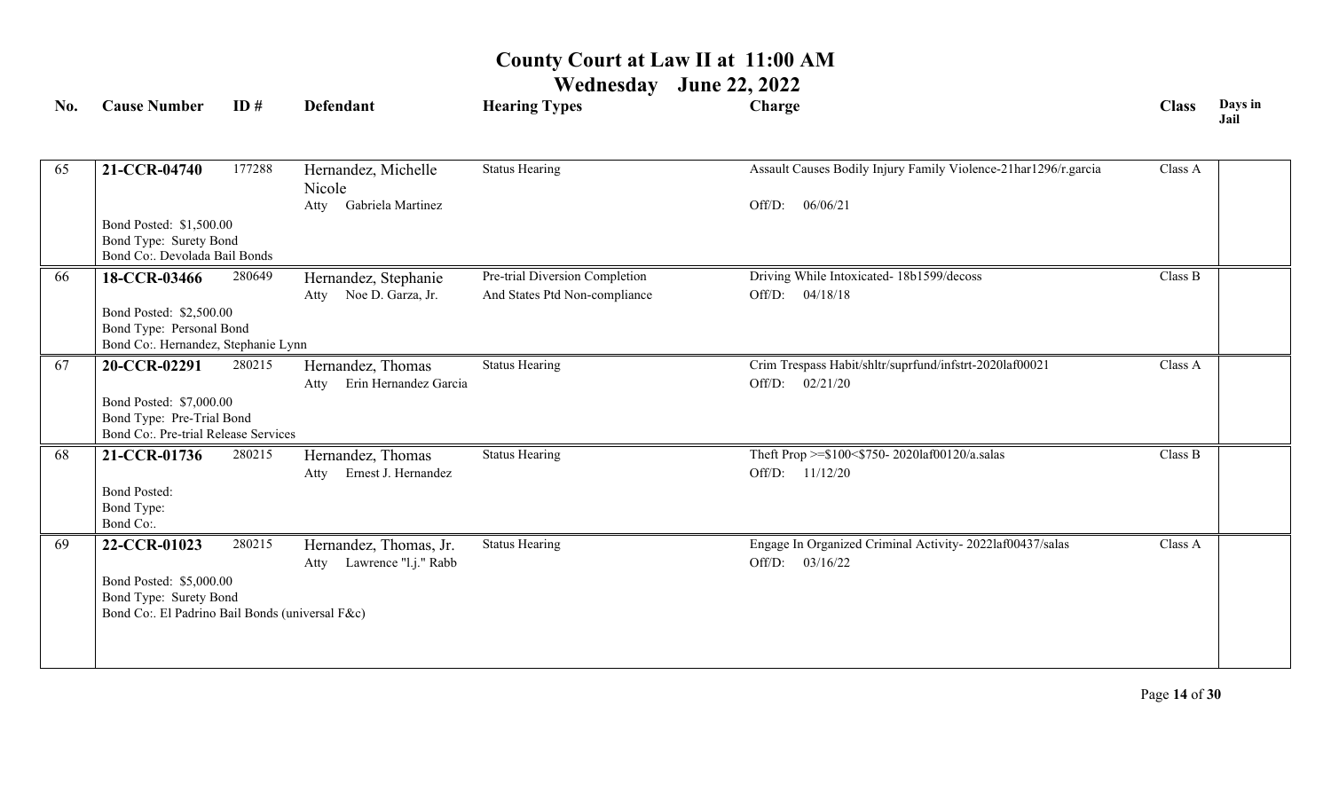# County Court at Law II at 11:00 AM

## Wednesday June 22, 2022

| No. | Cause Number | ID # | Defendant | Hearing Types | Charge | Class | Days in Jail |
|---|---|---|---|---|---|---|---|
| 65 | **21-CCR-04740** | 177288 | Hernandez, Michelle Nicole<br>Atty Gabriela Martinez | Status Hearing | Assault Causes Bodily Injury Family Violence-21har1296/r.garcia<br>Off/D: 06/06/21 | Class A | |
| | Bond Posted: $1,500.00<br>Bond Type: Surety Bond<br>Bond Co:. Devolada Bail Bonds | | | | | | |
| 66 | **18-CCR-03466** | 280649 | Hernandez, Stephanie<br>Atty Noe D. Garza, Jr. | Pre-trial Diversion Completion<br>And States Ptd Non-compliance | Driving While Intoxicated- 18b1599/decoss<br>Off/D: 04/18/18 | Class B | |
| | Bond Posted: $2,500.00<br>Bond Type: Personal Bond<br>Bond Co:. Hernandez, Stephanie Lynn | | | | | | |
| 67 | **20-CCR-02291** | 280215 | Hernandez, Thomas<br>Atty Erin Hernandez Garcia | Status Hearing | Crim Trespass Habit/shltr/suprfund/infstrt-2020laf00021<br>Off/D: 02/21/20 | Class A | |
| | Bond Posted: $7,000.00<br>Bond Type: Pre-Trial Bond<br>Bond Co:. Pre-trial Release Services | | | | | | |
| 68 | **21-CCR-01736** | 280215 | Hernandez, Thomas<br>Atty Ernest J. Hernandez | Status Hearing | Theft Prop >=$100<$750- 2020laf00120/a.salas<br>Off/D: 11/12/20 | Class B | |
| | Bond Posted:<br>Bond Type:<br>Bond Co:. | | | | | | |
| 69 | **22-CCR-01023** | 280215 | Hernandez, Thomas, Jr.<br>Atty Lawrence "l.j." Rabb | Status Hearing | Engage In Organized Criminal Activity- 2022laf00437/salas<br>Off/D: 03/16/22 | Class A | |
| | Bond Posted: $5,000.00<br>Bond Type: Surety Bond<br>Bond Co:. El Padrino Bail Bonds (universal F&c) | | | | | | |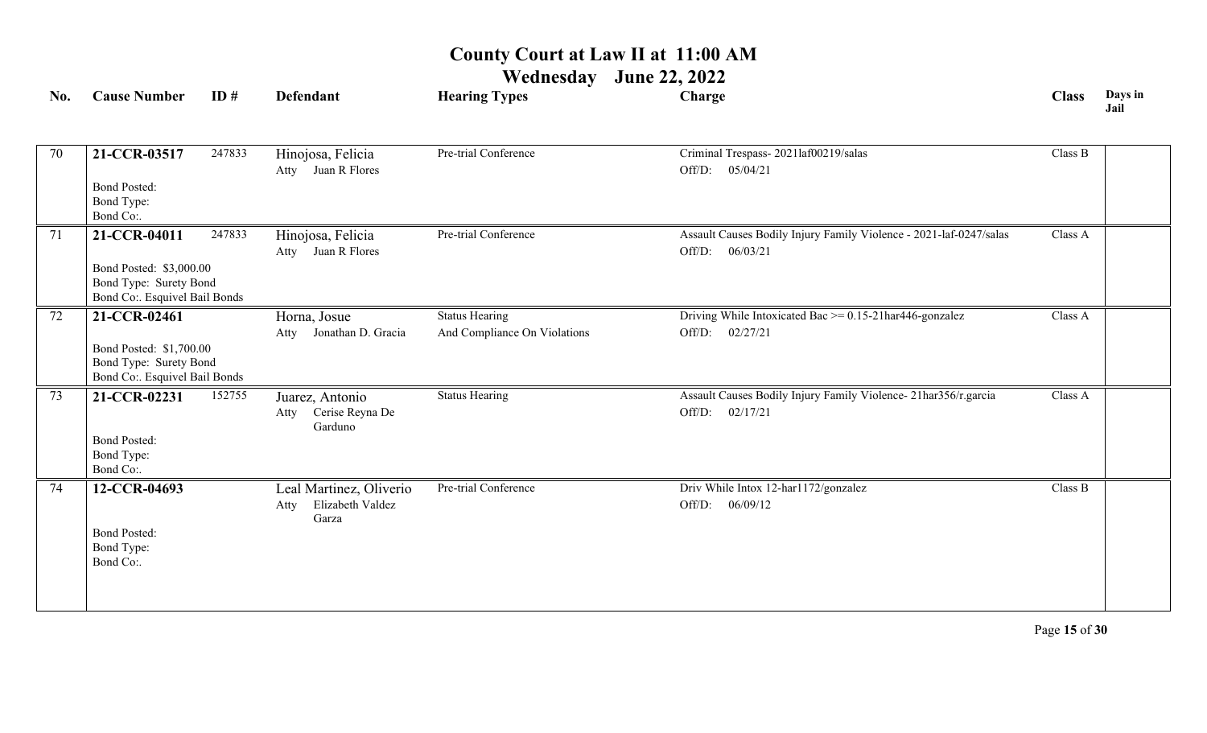# County Court at Law II at 11:00 AM

## Wednesday June 22, 2022

| No. | Cause Number | ID # | Defendant | Hearing Types | Charge | Class | Days in Jail |
|---|---|---|---|---|---|---|---|
| 70 | **21-CCR-03517**<br>Bond Posted:<br>Bond Type:<br>Bond Co:. | 247833 | Hinojosa, Felicia<br>Atty Juan R Flores | Pre-trial Conference | Criminal Trespass- 2021laf00219/salas<br>Off/D: 05/04/21 | Class B | |
| 71 | **21-CCR-04011**<br>Bond Posted: $3,000.00<br>Bond Type: Surety Bond<br>Bond Co:. Esquivel Bail Bonds | 247833 | Hinojosa, Felicia<br>Atty Juan R Flores | Pre-trial Conference | Assault Causes Bodily Injury Family Violence - 2021-laf-0247/salas<br>Off/D: 06/03/21 | Class A | |
| 72 | **21-CCR-02461**<br>Bond Posted: $1,700.00<br>Bond Type: Surety Bond<br>Bond Co:. Esquivel Bail Bonds | | Horna, Josue<br>Atty Jonathan D. Gracia | Status Hearing<br>And Compliance On Violations | Driving While Intoxicated Bac >= 0.15-21har446-gonzalez<br>Off/D: 02/27/21 | Class A | |
| 73 | **21-CCR-02231**<br>Bond Posted:<br>Bond Type:<br>Bond Co:. | 152755 | Juarez, Antonio<br>Atty Cerise Reyna De Garduno | Status Hearing | Assault Causes Bodily Injury Family Violence- 21har356/r.garcia<br>Off/D: 02/17/21 | Class A | |
| 74 | **12-CCR-04693**<br>Bond Posted:<br>Bond Type:<br>Bond Co:. | | Leal Martinez, Oliverio<br>Atty Elizabeth Valdez Garza | Pre-trial Conference | Driv While Intox 12-har1172/gonzalez<br>Off/D: 06/09/12 | Class B | |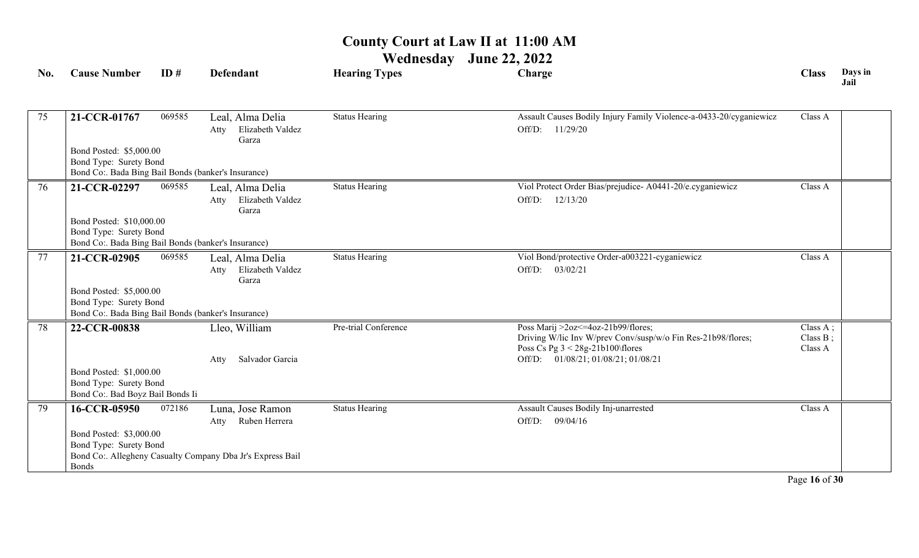# County Court at Law II at 11:00 AM

## Wednesday June 22, 2022

| No. | Cause Number | ID # | Defendant | Hearing Types | Charge | Class | Days in Jail |
|---|---|---|---|---|---|---|---|
| 75 | **21-CCR-01767** | 069585 | Leal, Alma Delia<br>Atty Elizabeth Valdez Garza | Status Hearing | Assault Causes Bodily Injury Family Violence-a-0433-20/cyganiewicz<br>Off/D: 11/29/20 | Class A | |
| | Bond Posted: $5,000.00<br>Bond Type: Surety Bond<br>Bond Co:. Bada Bing Bail Bonds (banker's Insurance) | | | | | | |
| 76 | **21-CCR-02297** | 069585 | Leal, Alma Delia<br>Atty Elizabeth Valdez Garza | Status Hearing | Viol Protect Order Bias/prejudice- A0441-20/e.cyganiewicz<br>Off/D: 12/13/20 | Class A | |
| | Bond Posted: $10,000.00<br>Bond Type: Surety Bond<br>Bond Co:. Bada Bing Bail Bonds (banker's Insurance) | | | | | | |
| 77 | **21-CCR-02905** | 069585 | Leal, Alma Delia<br>Atty Elizabeth Valdez Garza | Status Hearing | Viol Bond/protective Order-a003221-cyganiewicz<br>Off/D: 03/02/21 | Class A | |
| | Bond Posted: $5,000.00<br>Bond Type: Surety Bond<br>Bond Co:. Bada Bing Bail Bonds (banker's Insurance) | | | | | | |
| 78 | **22-CCR-00838** | | Lleo, William<br>Atty Salvador Garcia | Pre-trial Conference | Poss Marij >2oz<=4oz-21b99/flores;<br>Driving W/lic Inv W/prev Conv/susp/w/o Fin Res-21b98/flores;<br>Poss Cs Pg 3 < 28g-21b100\flores<br>Off/D: 01/08/21; 01/08/21; 01/08/21 | Class A ;<br>Class B ;<br>Class A | |
| | Bond Posted: $1,000.00<br>Bond Type: Surety Bond<br>Bond Co:. Bad Boyz Bail Bonds Ii | | | | | | |
| 79 | **16-CCR-05950** | 072186 | Luna, Jose Ramon<br>Atty Ruben Herrera | Status Hearing | Assault Causes Bodily Inj-unarrested<br>Off/D: 09/04/16 | Class A | |
| | Bond Posted: $3,000.00<br>Bond Type: Surety Bond<br>Bond Co:. Allegheny Casualty Company Dba Jr's Express Bail Bonds | | | | | | |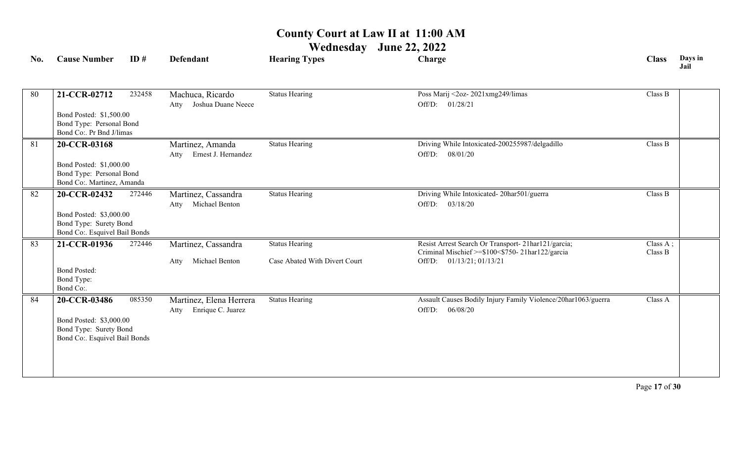# County Court at Law II at 11:00 AM

## Wednesday June 22, 2022

| No. | Cause Number | ID # | Defendant | Hearing Types | Charge | Class | Days in Jail |
|---|---|---|---|---|---|---|---|
| 80 | **21-CCR-02712**<br>Bond Posted: $1,500.00<br>Bond Type: Personal Bond<br>Bond Co:. Pr Bnd J/limas | 232458 | Machuca, Ricardo<br>Atty Joshua Duane Neece | Status Hearing | Poss Marij <2oz- 2021xmg249/limas<br>Off/D: 01/28/21 | Class B | |
| 81 | **20-CCR-03168**<br>Bond Posted: $1,000.00<br>Bond Type: Personal Bond<br>Bond Co:. Martinez, Amanda | | Martinez, Amanda<br>Atty Ernest J. Hernandez | Status Hearing | Driving While Intoxicated-200255987/delgadillo<br>Off/D: 08/01/20 | Class B | |
| 82 | **20-CCR-02432**<br>Bond Posted: $3,000.00<br>Bond Type: Surety Bond<br>Bond Co:. Esquivel Bail Bonds | 272446 | Martinez, Cassandra<br>Atty Michael Benton | Status Hearing | Driving While Intoxicated- 20har501/guerra<br>Off/D: 03/18/20 | Class B | |
| 83 | **21-CCR-01936**<br>Bond Posted:<br>Bond Type:<br>Bond Co:. | 272446 | Martinez, Cassandra<br>Atty Michael Benton | Status Hearing<br>Case Abated With Divert Court | Resist Arrest Search Or Transport- 21har121/garcia;<br>Criminal Mischief >=$100<$750- 21har122/garcia<br>Off/D: 01/13/21; 01/13/21 | Class A ;<br>Class B | |
| 84 | **20-CCR-03486**<br>Bond Posted: $3,000.00<br>Bond Type: Surety Bond<br>Bond Co:. Esquivel Bail Bonds | 085350 | Martinez, Elena Herrera<br>Atty Enrique C. Juarez | Status Hearing | Assault Causes Bodily Injury Family Violence/20har1063/guerra<br>Off/D: 06/08/20 | Class A | |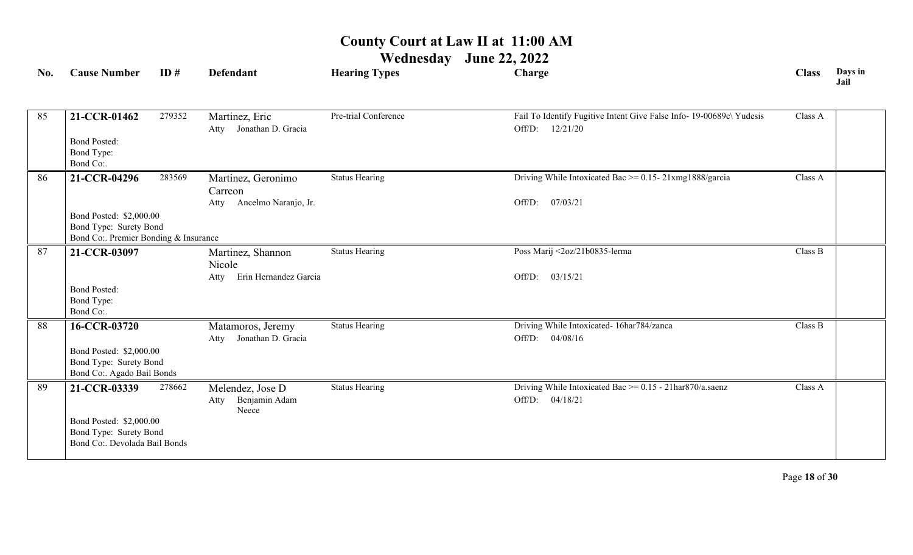# County Court at Law II at 11:00 AM

## Wednesday June 22, 2022

| No. | Cause Number | ID # | Defendant | Hearing Types | Charge | Class | Days in Jail |
|---|---|---|---|---|---|---|---|
| 85 | **21-CCR-01462**<br>Bond Posted:<br>Bond Type:<br>Bond Co:. | 279352 | Martinez, Eric<br>Atty Jonathan D. Gracia | Pre-trial Conference | Fail To Identify Fugitive Intent Give False Info- 19-00689c\ Yudesis<br>Off/D: 12/21/20 | Class A | |
| 86 | **21-CCR-04296**<br>Bond Posted: $2,000.00<br>Bond Type: Surety Bond<br>Bond Co:. Premier Bonding & Insurance | 283569 | Martinez, Geronimo Carreon<br>Atty Ancelmo Naranjo, Jr. | Status Hearing | Driving While Intoxicated Bac >= 0.15- 21xmg1888/garcia<br>Off/D: 07/03/21 | Class A | |
| 87 | **21-CCR-03097**<br>Bond Posted:<br>Bond Type:<br>Bond Co:. | | Martinez, Shannon Nicole<br>Atty Erin Hernandez Garcia | Status Hearing | Poss Marij <2oz/21b0835-lerma<br>Off/D: 03/15/21 | Class B | |
| 88 | **16-CCR-03720**<br>Bond Posted: $2,000.00<br>Bond Type: Surety Bond<br>Bond Co:. Agado Bail Bonds | | Matamoros, Jeremy<br>Atty Jonathan D. Gracia | Status Hearing | Driving While Intoxicated- 16har784/zanca<br>Off/D: 04/08/16 | Class B | |
| 89 | **21-CCR-03339**<br>Bond Posted: $2,000.00<br>Bond Type: Surety Bond<br>Bond Co:. Devolada Bail Bonds | 278662 | Melendez, Jose D<br>Atty Benjamin Adam Neece | Status Hearing | Driving While Intoxicated Bac >= 0.15 - 21har870/a.saenz<br>Off/D: 04/18/21 | Class A | |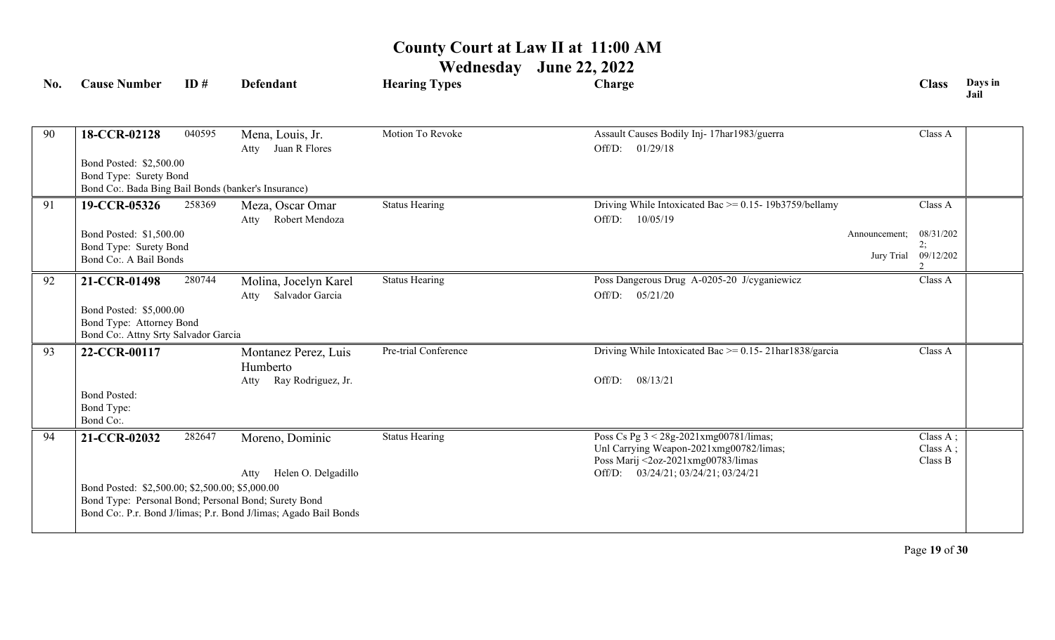# County Court at Law II at 11:00 AM

## Wednesday June 22, 2022

| No. | Cause Number | ID # | Defendant | Hearing Types | Charge | Class | Days in Jail |
|---|---|---|---|---|---|---|---|
| 90 | **18-CCR-02128** | 040595 | Mena, Louis, Jr.<br>Atty Juan R Flores | Motion To Revoke | Assault Causes Bodily Inj- 17har1983/guerra<br>Off/D: 01/29/18 | Class A | |
| | Bond Posted: $2,500.00<br>Bond Type: Surety Bond<br>Bond Co:. Bada Bing Bail Bonds (banker's Insurance) | | | | | | |
| 91 | **19-CCR-05326** | 258369 | Meza, Oscar Omar<br>Atty Robert Mendoza | Status Hearing | Driving While Intoxicated Bac >= 0.15- 19b3759/bellamy<br>Off/D: 10/05/19 | Class A | |
| | Bond Posted: $1,500.00<br>Bond Type: Surety Bond<br>Bond Co:. A Bail Bonds | | | | Announcement; 08/31/2022;<br>Jury Trial 09/12/2022 | | |
| 92 | **21-CCR-01498** | 280744 | Molina, Jocelyn Karel<br>Atty Salvador Garcia | Status Hearing | Poss Dangerous Drug A-0205-20 J/cyganiewicz<br>Off/D: 05/21/20 | Class A | |
| | Bond Posted: $5,000.00<br>Bond Type: Attorney Bond<br>Bond Co:. Attny Srty Salvador Garcia | | | | | | |
| 93 | **22-CCR-00117** | | Montanez Perez, Luis Humberto<br>Atty Ray Rodriguez, Jr. | Pre-trial Conference | Driving While Intoxicated Bac >= 0.15- 21har1838/garcia<br>Off/D: 08/13/21 | Class A | |
| | Bond Posted:<br>Bond Type:<br>Bond Co:. | | | | | | |
| 94 | **21-CCR-02032** | 282647 | Moreno, Dominic<br>Atty Helen O. Delgadillo | Status Hearing | Poss Cs Pg 3 < 28g-2021xmg00781/limas;<br>Unl Carrying Weapon-2021xmg00782/limas;<br>Poss Marij <2oz-2021xmg00783/limas<br>Off/D: 03/24/21; 03/24/21; 03/24/21 | Class A ;<br>Class A ;<br>Class B | |
| | Bond Posted: $2,500.00; $2,500.00; $5,000.00<br>Bond Type: Personal Bond; Personal Bond; Surety Bond<br>Bond Co:. P.r. Bond J/limas; P.r. Bond J/limas; Agado Bail Bonds | | | | | | |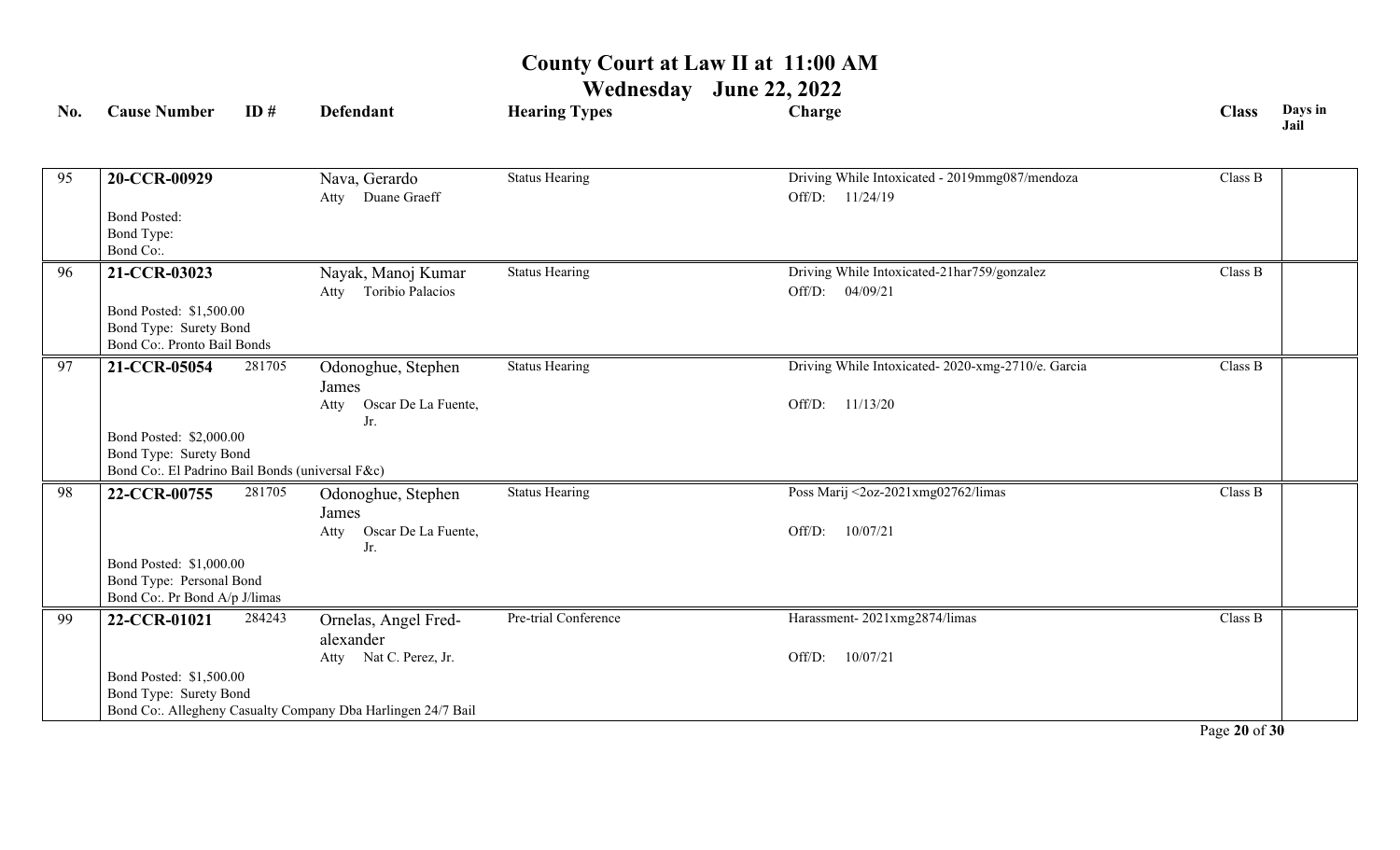# County Court at Law II at 11:00 AM

## Wednesday June 22, 2022

| No. | Cause Number | ID # | Defendant | Hearing Types | Charge | Class | Days in Jail |
|---|---|---|---|---|---|---|---|
| 95 | **20-CCR-00929**<br>Bond Posted:<br>Bond Type:<br>Bond Co:. | | Nava, Gerardo<br>Atty Duane Graeff | Status Hearing | Driving While Intoxicated - 2019mmg087/mendoza<br>Off/D: 11/24/19 | Class B | |
| 96 | **21-CCR-03023**<br>Bond Posted: $1,500.00<br>Bond Type: Surety Bond<br>Bond Co:. Pronto Bail Bonds | | Nayak, Manoj Kumar<br>Atty Toribio Palacios | Status Hearing | Driving While Intoxicated-21har759/gonzalez<br>Off/D: 04/09/21 | Class B | |
| 97 | **21-CCR-05054**<br>Bond Posted: $2,000.00<br>Bond Type: Surety Bond<br>Bond Co:. El Padrino Bail Bonds (universal F&c) | 281705 | Odonoghue, Stephen James<br>Atty Oscar De La Fuente, Jr. | Status Hearing | Driving While Intoxicated- 2020-xmg-2710/e. Garcia<br>Off/D: 11/13/20 | Class B | |
| 98 | **22-CCR-00755**<br>Bond Posted: $1,000.00<br>Bond Type: Personal Bond<br>Bond Co:. Pr Bond A/p J/limas | 281705 | Odonoghue, Stephen James<br>Atty Oscar De La Fuente, Jr. | Status Hearing | Poss Marij <2oz-2021xmg02762/limas<br>Off/D: 10/07/21 | Class B | |
| 99 | **22-CCR-01021**<br>Bond Posted: $1,500.00<br>Bond Type: Surety Bond<br>Bond Co:. Allegheny Casualty Company Dba Harlingen 24/7 Bail | 284243 | Ornelas, Angel Fred-alexander<br>Atty Nat C. Perez, Jr. | Pre-trial Conference | Harassment- 2021xmg2874/limas<br>Off/D: 10/07/21 | Class B | |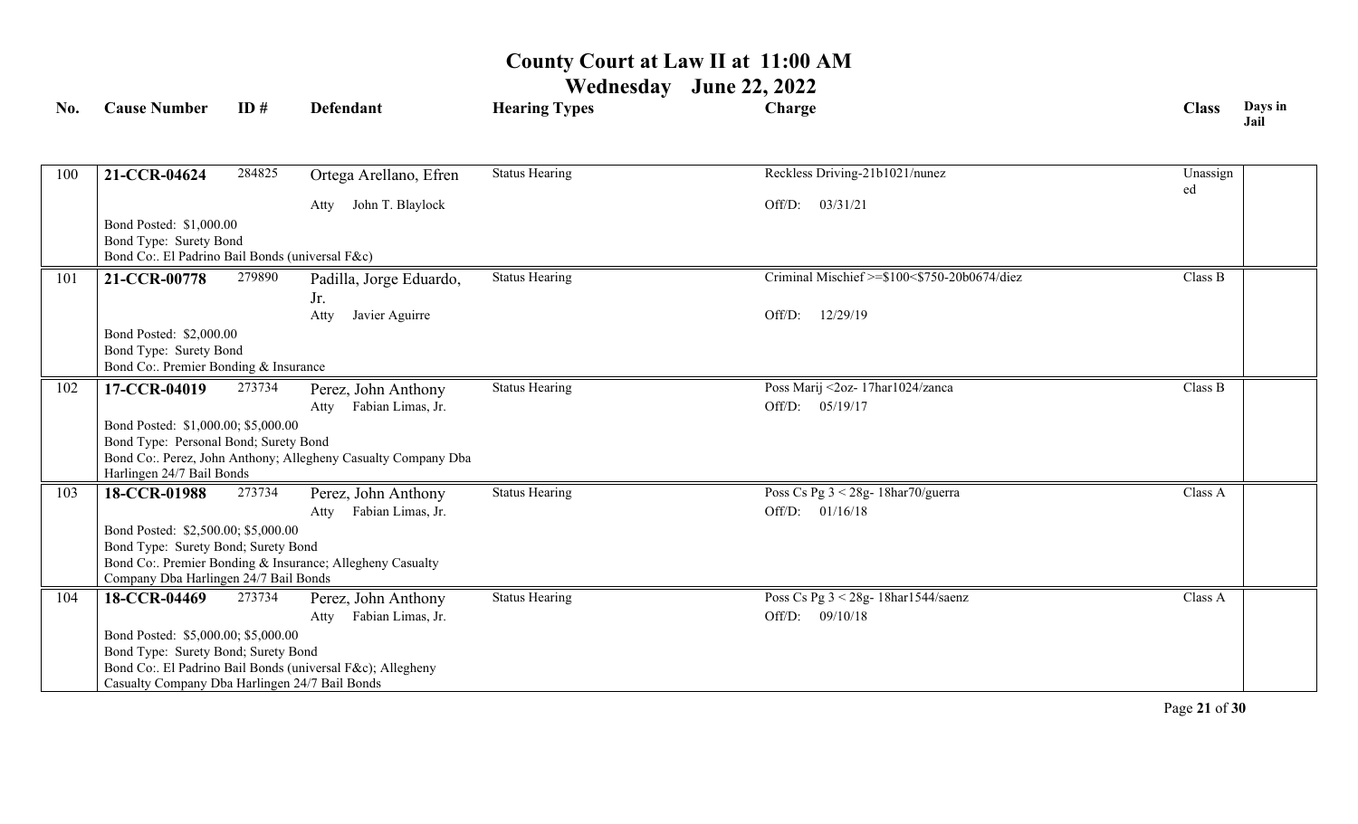# County Court at Law II at 11:00 AM

## Wednesday June 22, 2022

| No. | Cause Number | ID # | Defendant | Hearing Types | Charge | Class | Days in Jail |
|---|---|---|---|---|---|---|---|
| 100 | **21-CCR-04624** | 284825 | Ortega Arellano, Efren<br>Atty John T. Blaylock | Status Hearing | Reckless Driving-21b1021/nunez<br>Off/D: 03/31/21 | Unassigned | |
| | Bond Posted: $1,000.00<br>Bond Type: Surety Bond<br>Bond Co:. El Padrino Bail Bonds (universal F&c) | | | | | | |
| 101 | **21-CCR-00778** | 279890 | Padilla, Jorge Eduardo, Jr.<br>Atty Javier Aguirre | Status Hearing | Criminal Mischief >=$100<$750-20b0674/diez<br>Off/D: 12/29/19 | Class B | |
| | Bond Posted: $2,000.00<br>Bond Type: Surety Bond<br>Bond Co:. Premier Bonding & Insurance | | | | | | |
| 102 | **17-CCR-04019** | 273734 | Perez, John Anthony<br>Atty Fabian Limas, Jr. | Status Hearing | Poss Marij <2oz- 17har1024/zanca<br>Off/D: 05/19/17 | Class B | |
| | Bond Posted: $1,000.00; $5,000.00<br>Bond Type: Personal Bond; Surety Bond<br>Bond Co:. Perez, John Anthony; Allegheny Casualty Company Dba Harlingen 24/7 Bail Bonds | | | | | | |
| 103 | **18-CCR-01988** | 273734 | Perez, John Anthony<br>Atty Fabian Limas, Jr. | Status Hearing | Poss Cs Pg 3 < 28g- 18har70/guerra<br>Off/D: 01/16/18 | Class A | |
| | Bond Posted: $2,500.00; $5,000.00<br>Bond Type: Surety Bond; Surety Bond<br>Bond Co:. Premier Bonding & Insurance; Allegheny Casualty Company Dba Harlingen 24/7 Bail Bonds | | | | | | |
| 104 | **18-CCR-04469** | 273734 | Perez, John Anthony<br>Atty Fabian Limas, Jr. | Status Hearing | Poss Cs Pg 3 < 28g- 18har1544/saenz<br>Off/D: 09/10/18 | Class A | |
| | Bond Posted: $5,000.00; $5,000.00<br>Bond Type: Surety Bond; Surety Bond<br>Bond Co:. El Padrino Bail Bonds (universal F&c); Allegheny Casualty Company Dba Harlingen 24/7 Bail Bonds | | | | | | |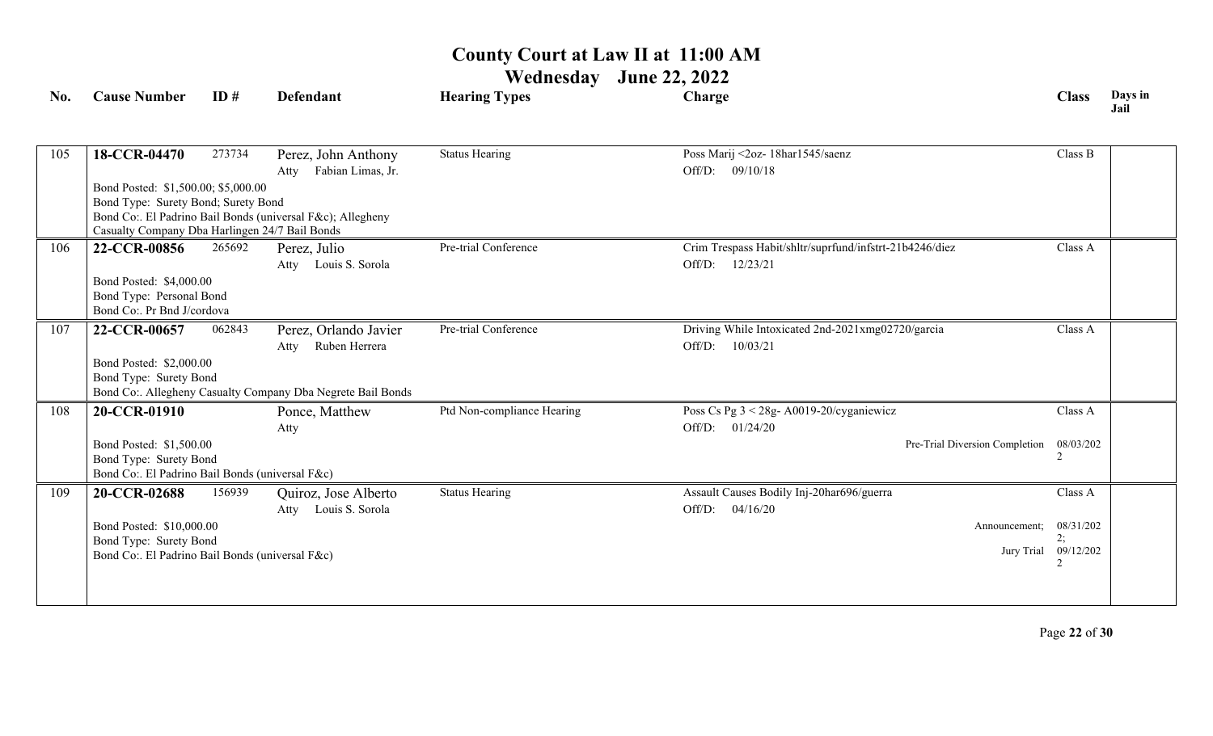# County Court at Law II at 11:00 AM

## Wednesday June 22, 2022

| No. | Cause Number | ID # | Defendant | Hearing Types | Charge | Class | Days in Jail |
|---|---|---|---|---|---|---|---|
| 105 | **18-CCR-04470** | 273734 | Perez, John Anthony<br>Atty Fabian Limas, Jr. | Status Hearing | Poss Marij <2oz- 18har1545/saenz<br>Off/D: 09/10/18 | Class B | |
| | Bond Posted: $1,500.00; $5,000.00<br>Bond Type: Surety Bond; Surety Bond<br>Bond Co:. El Padrino Bail Bonds (universal F&c); Allegheny Casualty Company Dba Harlingen 24/7 Bail Bonds | | | | | | |
| 106 | **22-CCR-00856** | 265692 | Perez, Julio<br>Atty Louis S. Sorola | Pre-trial Conference | Crim Trespass Habit/shltr/suprfund/infstrt-21b4246/diez<br>Off/D: 12/23/21 | Class A | |
| | Bond Posted: $4,000.00<br>Bond Type: Personal Bond<br>Bond Co:. Pr Bnd J/cordova | | | | | | |
| 107 | **22-CCR-00657** | 062843 | Perez, Orlando Javier<br>Atty Ruben Herrera | Pre-trial Conference | Driving While Intoxicated 2nd-2021xmg02720/garcia<br>Off/D: 10/03/21 | Class A | |
| | Bond Posted: $2,000.00<br>Bond Type: Surety Bond<br>Bond Co:. Allegheny Casualty Company Dba Negrete Bail Bonds | | | | | | |
| 108 | **20-CCR-01910** | | Ponce, Matthew<br>Atty | Ptd Non-compliance Hearing | Poss Cs Pg 3 < 28g- A0019-20/cyganiewicz<br>Off/D: 01/24/20<br>Pre-Trial Diversion Completion 08/03/2022 | Class A | |
| | Bond Posted: $1,500.00<br>Bond Type: Surety Bond<br>Bond Co:. El Padrino Bail Bonds (universal F&c) | | | | | | |
| 109 | **20-CCR-02688** | 156939 | Quiroz, Jose Alberto<br>Atty Louis S. Sorola | Status Hearing | Assault Causes Bodily Inj-20har696/guerra<br>Off/D: 04/16/20<br>Announcement; 08/31/2022;<br>Jury Trial 09/12/2022 | Class A | |
| | Bond Posted: $10,000.00<br>Bond Type: Surety Bond<br>Bond Co:. El Padrino Bail Bonds (universal F&c) | | | | | | |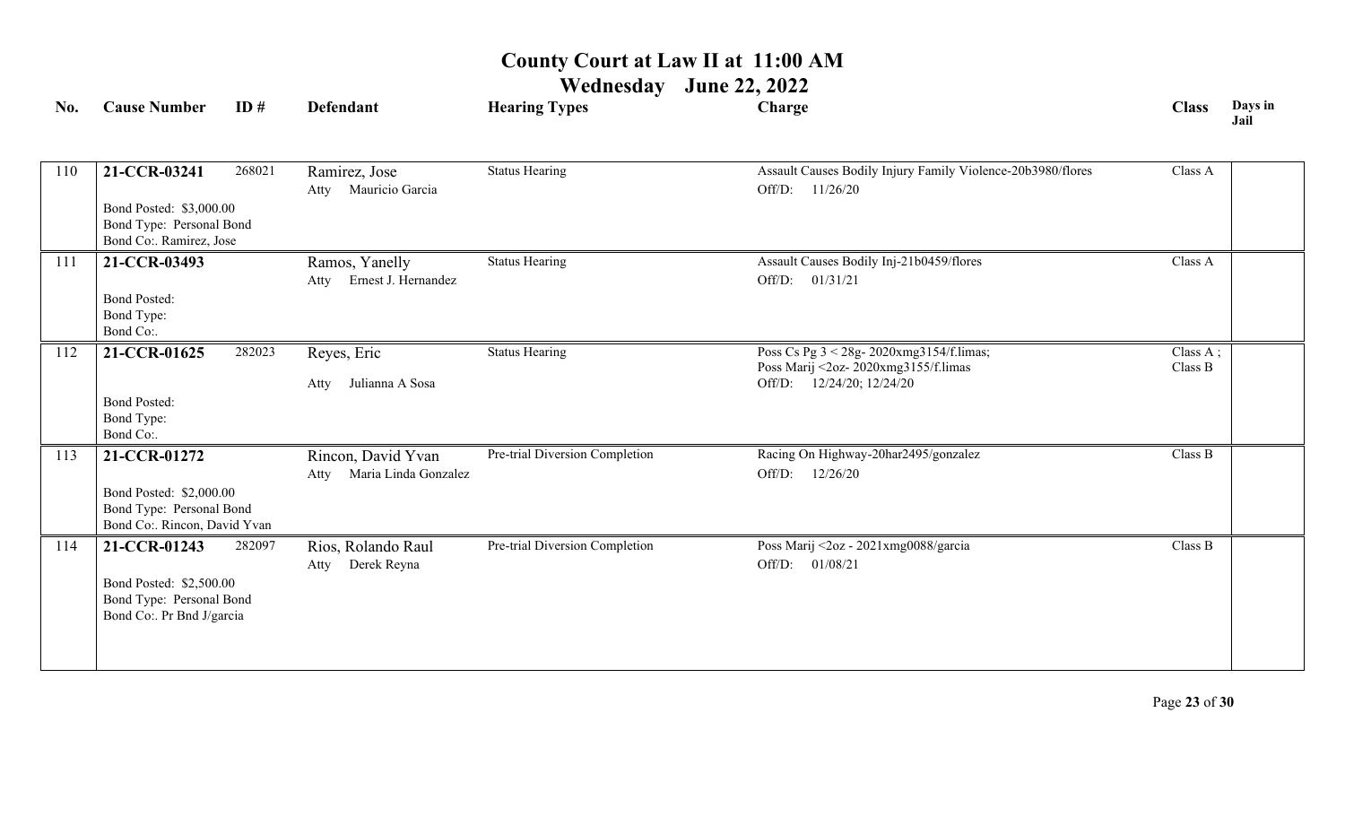# County Court at Law II at 11:00 AM

## Wednesday June 22, 2022

| No. | Cause Number | ID # | Defendant | Hearing Types | Charge | Class | Days in Jail |
|---|---|---|---|---|---|---|---|
| 110 | **21-CCR-03241**<br>Bond Posted: $3,000.00<br>Bond Type: Personal Bond<br>Bond Co:. Ramirez, Jose | 268021 | Ramirez, Jose<br>Atty Mauricio Garcia | Status Hearing | Assault Causes Bodily Injury Family Violence-20b3980/flores<br>Off/D: 11/26/20 | Class A | |
| 111 | **21-CCR-03493**<br>Bond Posted:<br>Bond Type:<br>Bond Co:. | | Ramos, Yanelly<br>Atty Ernest J. Hernandez | Status Hearing | Assault Causes Bodily Inj-21b0459/flores<br>Off/D: 01/31/21 | Class A | |
| 112 | **21-CCR-01625**<br>Bond Posted:<br>Bond Type:<br>Bond Co:. | 282023 | Reyes, Eric<br>Atty Julianna A Sosa | Status Hearing | Poss Cs Pg 3 < 28g- 2020xmg3154/f.limas;<br>Poss Marij <2oz- 2020xmg3155/f.limas<br>Off/D: 12/24/20; 12/24/20 | Class A ;<br>Class B | |
| 113 | **21-CCR-01272**<br>Bond Posted: $2,000.00<br>Bond Type: Personal Bond<br>Bond Co:. Rincon, David Yvan | | Rincon, David Yvan<br>Atty Maria Linda Gonzalez | Pre-trial Diversion Completion | Racing On Highway-20har2495/gonzalez<br>Off/D: 12/26/20 | Class B | |
| 114 | **21-CCR-01243**<br>Bond Posted: $2,500.00<br>Bond Type: Personal Bond<br>Bond Co:. Pr Bnd J/garcia | 282097 | Rios, Rolando Raul<br>Atty Derek Reyna | Pre-trial Diversion Completion | Poss Marij <2oz - 2021xmg0088/garcia<br>Off/D: 01/08/21 | Class B | |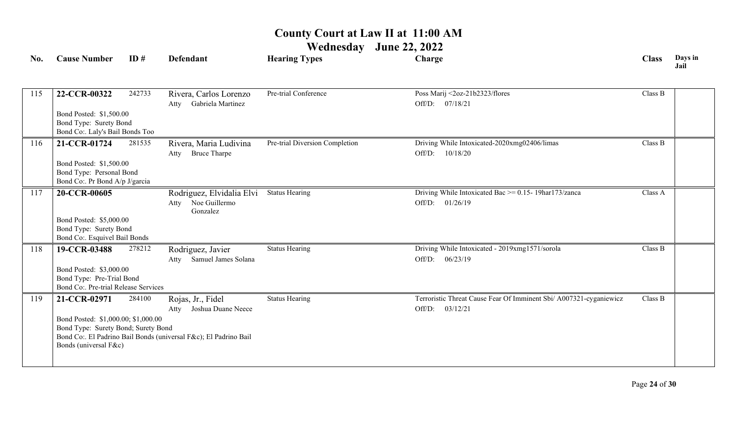# County Court at Law II at 11:00 AM

## Wednesday June 22, 2022

| No. | Cause Number | ID # | Defendant | Hearing Types | Charge | Class | Days in Jail |
|---|---|---|---|---|---|---|---|
| 115 | **22-CCR-00322**<br>Bond Posted: $1,500.00<br>Bond Type: Surety Bond<br>Bond Co:. Laly's Bail Bonds Too | 242733 | Rivera, Carlos Lorenzo<br>Atty Gabriela Martinez | Pre-trial Conference | Poss Marij <2oz-21b2323/flores<br>Off/D: 07/18/21 | Class B | |
| 116 | **21-CCR-01724**<br>Bond Posted: $1,500.00<br>Bond Type: Personal Bond<br>Bond Co:. Pr Bond A/p J/garcia | 281535 | Rivera, Maria Ludivina<br>Atty Bruce Tharpe | Pre-trial Diversion Completion | Driving While Intoxicated-2020xmg02406/limas<br>Off/D: 10/18/20 | Class B | |
| 117 | **20-CCR-00605**<br>Bond Posted: $5,000.00<br>Bond Type: Surety Bond<br>Bond Co:. Esquivel Bail Bonds | | Rodriguez, Elvidalia Elvi<br>Atty Noe Guillermo Gonzalez | Status Hearing | Driving While Intoxicated Bac >= 0.15- 19har173/zanca<br>Off/D: 01/26/19 | Class A | |
| 118 | **19-CCR-03488**<br>Bond Posted: $3,000.00<br>Bond Type: Pre-Trial Bond<br>Bond Co:. Pre-trial Release Services | 278212 | Rodriguez, Javier<br>Atty Samuel James Solana | Status Hearing | Driving While Intoxicated - 2019xmg1571/sorola<br>Off/D: 06/23/19 | Class B | |
| 119 | **21-CCR-02971**<br>Bond Posted: $1,000.00; $1,000.00<br>Bond Type: Surety Bond; Surety Bond<br>Bond Co:. El Padrino Bail Bonds (universal F&c); El Padrino Bail Bonds (universal F&c) | 284100 | Rojas, Jr., Fidel<br>Atty Joshua Duane Neece | Status Hearing | Terroristic Threat Cause Fear Of Imminent Sbi/ A007321-cyganiewicz<br>Off/D: 03/12/21 | Class B | |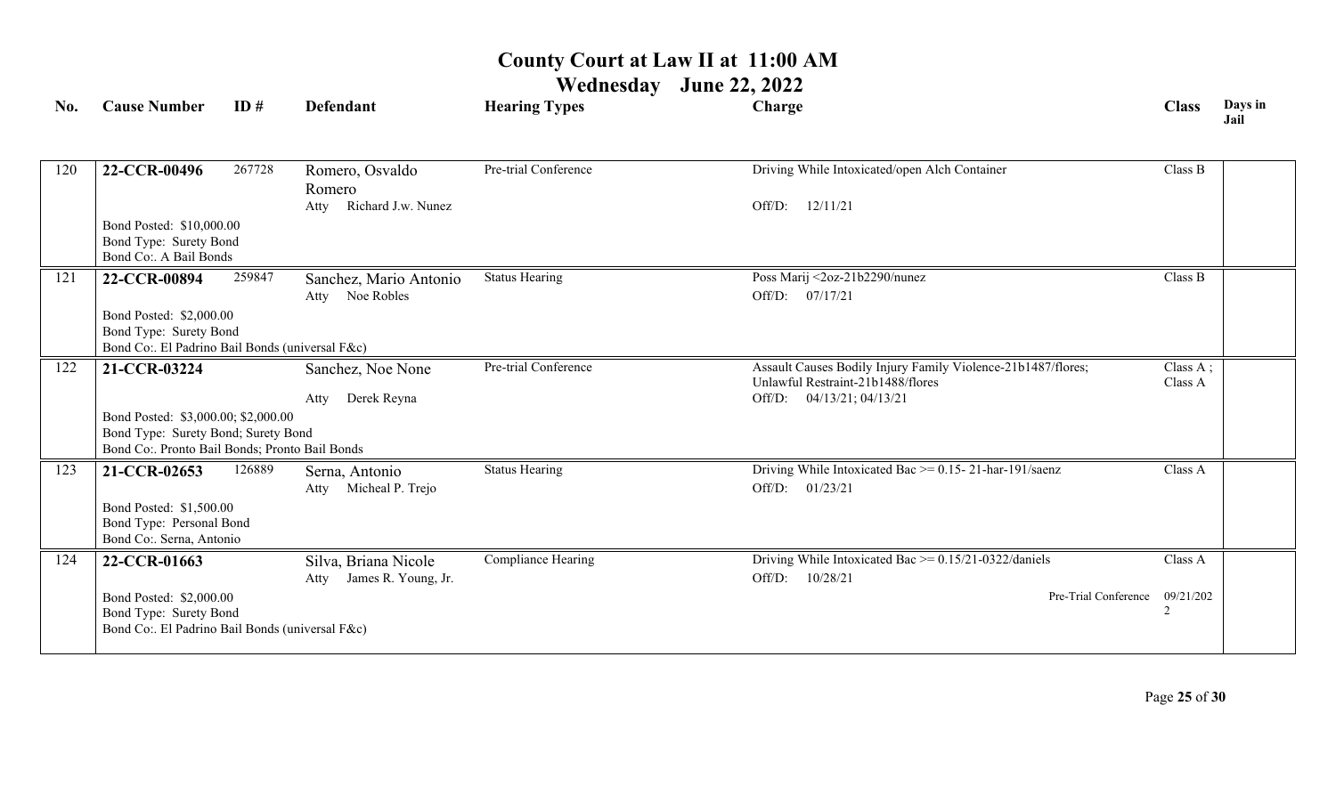# County Court at Law II at 11:00 AM

## Wednesday June 22, 2022

| No. | Cause Number | ID # | Defendant | Hearing Types | Charge | Class | Days in Jail |
|---|---|---|---|---|---|---|---|
| 120 | **22-CCR-00496** | 267728 | Romero, Osvaldo Romero<br>Atty Richard J.w. Nunez | Pre-trial Conference | Driving While Intoxicated/open Alch Container<br>Off/D: 12/11/21 | Class B | |
| | Bond Posted: $10,000.00<br>Bond Type: Surety Bond<br>Bond Co:. A Bail Bonds | | | | | | |
| 121 | **22-CCR-00894** | 259847 | Sanchez, Mario Antonio<br>Atty Noe Robles | Status Hearing | Poss Marij <2oz-21b2290/nunez<br>Off/D: 07/17/21 | Class B | |
| | Bond Posted: $2,000.00<br>Bond Type: Surety Bond<br>Bond Co:. El Padrino Bail Bonds (universal F&c) | | | | | | |
| 122 | **21-CCR-03224** | | Sanchez, Noe None<br>Atty Derek Reyna | Pre-trial Conference | Assault Causes Bodily Injury Family Violence-21b1487/flores; Unlawful Restraint-21b1488/flores<br>Off/D: 04/13/21; 04/13/21 | Class A ; Class A | |
| | Bond Posted: $3,000.00; $2,000.00<br>Bond Type: Surety Bond; Surety Bond<br>Bond Co:. Pronto Bail Bonds; Pronto Bail Bonds | | | | | | |
| 123 | **21-CCR-02653** | 126889 | Serna, Antonio<br>Atty Micheal P. Trejo | Status Hearing | Driving While Intoxicated Bac >= 0.15- 21-har-191/saenz<br>Off/D: 01/23/21 | Class A | |
| | Bond Posted: $1,500.00<br>Bond Type: Personal Bond<br>Bond Co:. Serna, Antonio | | | | | | |
| 124 | **22-CCR-01663** | | Silva, Briana Nicole<br>Atty James R. Young, Jr. | Compliance Hearing | Driving While Intoxicated Bac >= 0.15/21-0322/daniels<br>Off/D: 10/28/21<br>Pre-Trial Conference 09/21/2022 | Class A | |
| | Bond Posted: $2,000.00<br>Bond Type: Surety Bond<br>Bond Co:. El Padrino Bail Bonds (universal F&c) | | | | | | |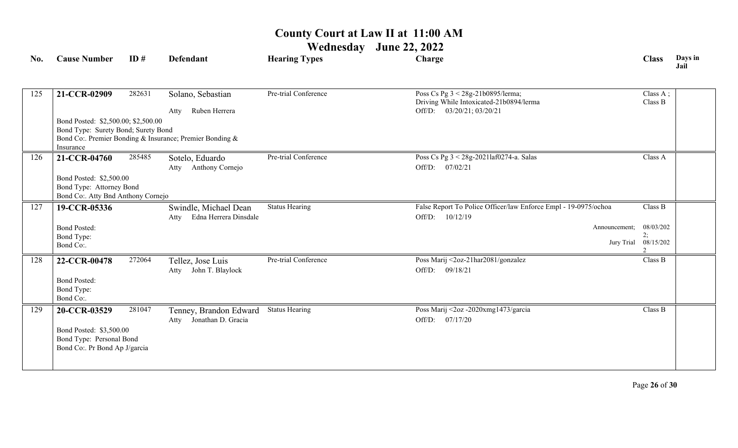# County Court at Law II at 11:00 AM

## Wednesday June 22, 2022

| No. | Cause Number | ID # | Defendant | Hearing Types | Charge | Class | Days in Jail |
|---|---|---|---|---|---|---|---|
| 125 | **21-CCR-02909** | 282631 | Solano, Sebastian<br>Atty Ruben Herrera | Pre-trial Conference | Poss Cs Pg 3 < 28g-21b0895/lerma;<br>Driving While Intoxicated-21b0894/lerma<br>Off/D: 03/20/21; 03/20/21 | Class A ;<br>Class B | |
| | Bond Posted: $2,500.00; $2,500.00<br>Bond Type: Surety Bond; Surety Bond<br>Bond Co:. Premier Bonding & Insurance; Premier Bonding & Insurance | | | | | | |
| 126 | **21-CCR-04760** | 285485 | Sotelo, Eduardo<br>Atty Anthony Cornejo | Pre-trial Conference | Poss Cs Pg 3 < 28g-2021laf0274-a. Salas<br>Off/D: 07/02/21 | Class A | |
| | Bond Posted: $2,500.00<br>Bond Type: Attorney Bond<br>Bond Co:. Atty Bnd Anthony Cornejo | | | | | | |
| 127 | **19-CCR-05336** | | Swindle, Michael Dean<br>Atty Edna Herrera Dinsdale | Status Hearing | False Report To Police Officer/law Enforce Empl - 19-0975/ochoa<br>Off/D: 10/12/19<br>Announcement; 08/03/2022;<br>Jury Trial 08/15/2022 | Class B | |
| | Bond Posted:<br>Bond Type:<br>Bond Co:. | | | | | | |
| 128 | **22-CCR-00478** | 272064 | Tellez, Jose Luis<br>Atty John T. Blaylock | Pre-trial Conference | Poss Marij <2oz-21har2081/gonzalez<br>Off/D: 09/18/21 | Class B | |
| | Bond Posted:<br>Bond Type:<br>Bond Co:. | | | | | | |
| 129 | **20-CCR-03529** | 281047 | Tenney, Brandon Edward<br>Atty Jonathan D. Gracia | Status Hearing | Poss Marij <2oz -2020xmg1473/garcia<br>Off/D: 07/17/20 | Class B | |
| | Bond Posted: $3,500.00<br>Bond Type: Personal Bond<br>Bond Co:. Pr Bond Ap J/garcia | | | | | | |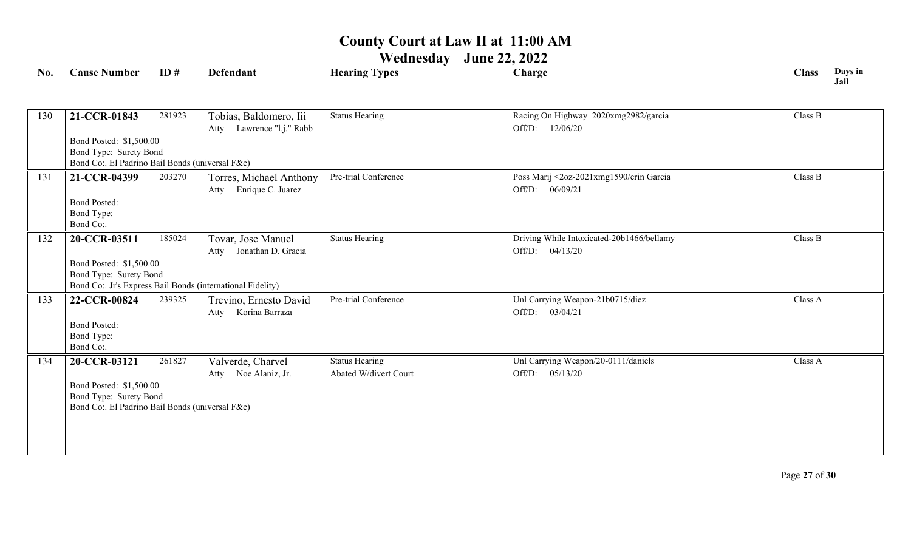# County Court at Law II at 11:00 AM

## Wednesday June 22, 2022

| No. | Cause Number | ID # | Defendant | Hearing Types | Charge | Class | Days in Jail |
|---|---|---|---|---|---|---|---|
| 130 | **21-CCR-01843**<br>Bond Posted: $1,500.00<br>Bond Type: Surety Bond<br>Bond Co:. El Padrino Bail Bonds (universal F&c) | 281923 | Tobias, Baldomero, Iii<br>Atty Lawrence "l.j." Rabb | Status Hearing | Racing On Highway 2020xmg2982/garcia<br>Off/D: 12/06/20 | Class B | |
| 131 | **21-CCR-04399**<br>Bond Posted:<br>Bond Type:<br>Bond Co:. | 203270 | Torres, Michael Anthony<br>Atty Enrique C. Juarez | Pre-trial Conference | Poss Marij <2oz-2021xmg1590/erin Garcia<br>Off/D: 06/09/21 | Class B | |
| 132 | **20-CCR-03511**<br>Bond Posted: $1,500.00<br>Bond Type: Surety Bond<br>Bond Co:. Jr's Express Bail Bonds (international Fidelity) | 185024 | Tovar, Jose Manuel<br>Atty Jonathan D. Gracia | Status Hearing | Driving While Intoxicated-20b1466/bellamy<br>Off/D: 04/13/20 | Class B | |
| 133 | **22-CCR-00824**<br>Bond Posted:<br>Bond Type:<br>Bond Co:. | 239325 | Trevino, Ernesto David<br>Atty Korina Barraza | Pre-trial Conference | Unl Carrying Weapon-21b0715/diez<br>Off/D: 03/04/21 | Class A | |
| 134 | **20-CCR-03121**<br>Bond Posted: $1,500.00<br>Bond Type: Surety Bond<br>Bond Co:. El Padrino Bail Bonds (universal F&c) | 261827 | Valverde, Charvel<br>Atty Noe Alaniz, Jr. | Status Hearing<br>Abated W/divert Court | Unl Carrying Weapon/20-0111/daniels<br>Off/D: 05/13/20 | Class A | |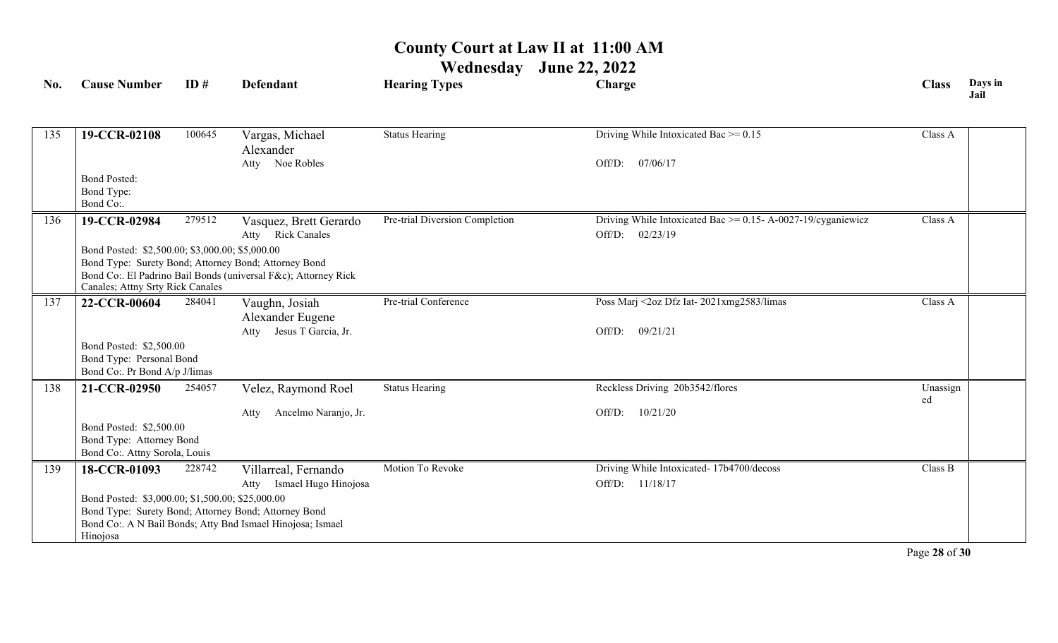# County Court at Law II at 11:00 AM

## Wednesday June 22, 2022

| No. | Cause Number | ID # | Defendant | Hearing Types | Charge | Class | Days in Jail |
|---|---|---|---|---|---|---|---|
| 135 | **19-CCR-02108** | 100645 | Vargas, Michael Alexander<br>Atty Noe Robles | Status Hearing | Driving While Intoxicated Bac >= 0.15<br>Off/D: 07/06/17 | Class A | |
| | Bond Posted:<br>Bond Type:<br>Bond Co:. | | | | | | |
| 136 | **19-CCR-02984** | 279512 | Vasquez, Brett Gerardo<br>Atty Rick Canales | Pre-trial Diversion Completion | Driving While Intoxicated Bac >= 0.15- A-0027-19/cyganiewicz<br>Off/D: 02/23/19 | Class A | |
| | Bond Posted: $2,500.00; $3,000.00; $5,000.00<br>Bond Type: Surety Bond; Attorney Bond; Attorney Bond<br>Bond Co:. El Padrino Bail Bonds (universal F&c); Attorney Rick Canales; Attny Srty Rick Canales | | | | | | |
| 137 | **22-CCR-00604** | 284041 | Vaughn, Josiah Alexander Eugene<br>Atty Jesus T Garcia, Jr. | Pre-trial Conference | Poss Marj <2oz Dfz Iat- 2021xmg2583/limas<br>Off/D: 09/21/21 | Class A | |
| | Bond Posted: $2,500.00<br>Bond Type: Personal Bond<br>Bond Co:. Pr Bond A/p J/limas | | | | | | |
| 138 | **21-CCR-02950** | 254057 | Velez, Raymond Roel<br>Atty Ancelmo Naranjo, Jr. | Status Hearing | Reckless Driving 20b3542/flores<br>Off/D: 10/21/20 | Unassigned | |
| | Bond Posted: $2,500.00<br>Bond Type: Attorney Bond<br>Bond Co:. Attny Sorola, Louis | | | | | | |
| 139 | **18-CCR-01093** | 228742 | Villarreal, Fernando<br>Atty Ismael Hugo Hinojosa | Motion To Revoke | Driving While Intoxicated- 17b4700/decoss<br>Off/D: 11/18/17 | Class B | |
| | Bond Posted: $3,000.00; $1,500.00; $25,000.00<br>Bond Type: Surety Bond; Attorney Bond; Attorney Bond<br>Bond Co:. A N Bail Bonds; Atty Bnd Ismael Hinojosa; Ismael Hinojosa | | | | | | |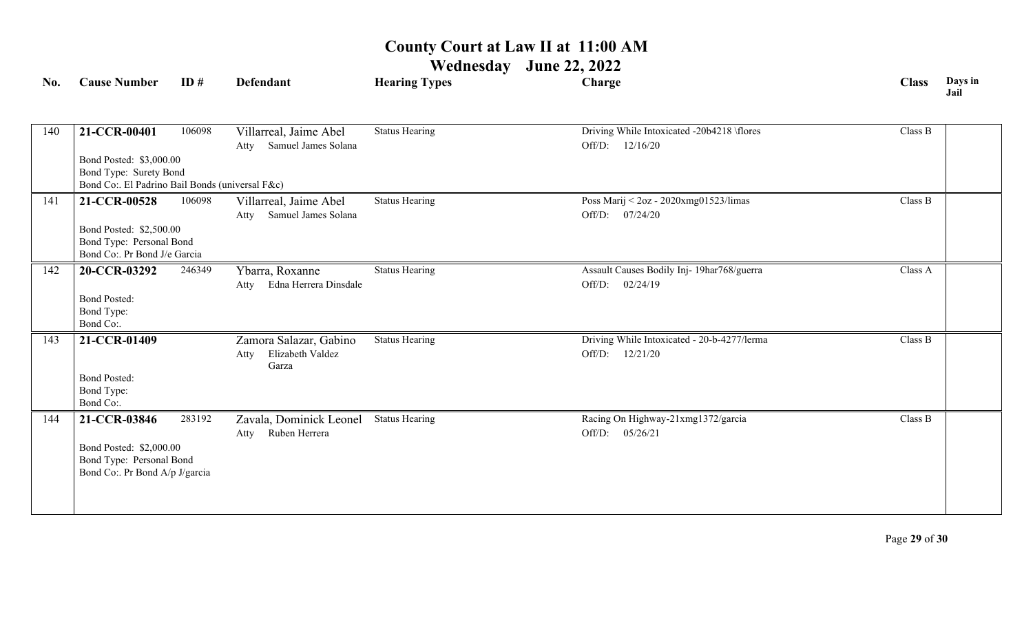# County Court at Law II at 11:00 AM

## Wednesday June 22, 2022

| No. | Cause Number | ID # | Defendant | Hearing Types | Charge | Class | Days in Jail |
|---|---|---|---|---|---|---|---|
| 140 | **21-CCR-00401**<br>Bond Posted: $3,000.00<br>Bond Type: Surety Bond<br>Bond Co:. El Padrino Bail Bonds (universal F&c) | 106098 | Villarreal, Jaime Abel<br>Atty Samuel James Solana | Status Hearing | Driving While Intoxicated -20b4218 \flores<br>Off/D: 12/16/20 | Class B | |
| 141 | **21-CCR-00528**<br>Bond Posted: $2,500.00<br>Bond Type: Personal Bond<br>Bond Co:. Pr Bond J/e Garcia | 106098 | Villarreal, Jaime Abel<br>Atty Samuel James Solana | Status Hearing | Poss Marij < 2oz - 2020xmg01523/limas<br>Off/D: 07/24/20 | Class B | |
| 142 | **20-CCR-03292**<br>Bond Posted:<br>Bond Type:<br>Bond Co:. | 246349 | Ybarra, Roxanne<br>Atty Edna Herrera Dinsdale | Status Hearing | Assault Causes Bodily Inj- 19har768/guerra<br>Off/D: 02/24/19 | Class A | |
| 143 | **21-CCR-01409**<br>Bond Posted:<br>Bond Type:<br>Bond Co:. | | Zamora Salazar, Gabino<br>Atty Elizabeth Valdez Garza | Status Hearing | Driving While Intoxicated - 20-b-4277/lerma<br>Off/D: 12/21/20 | Class B | |
| 144 | **21-CCR-03846**<br>Bond Posted: $2,000.00<br>Bond Type: Personal Bond<br>Bond Co:. Pr Bond A/p J/garcia | 283192 | Zavala, Dominick Leonel<br>Atty Ruben Herrera | Status Hearing | Racing On Highway-21xmg1372/garcia<br>Off/D: 05/26/21 | Class B | |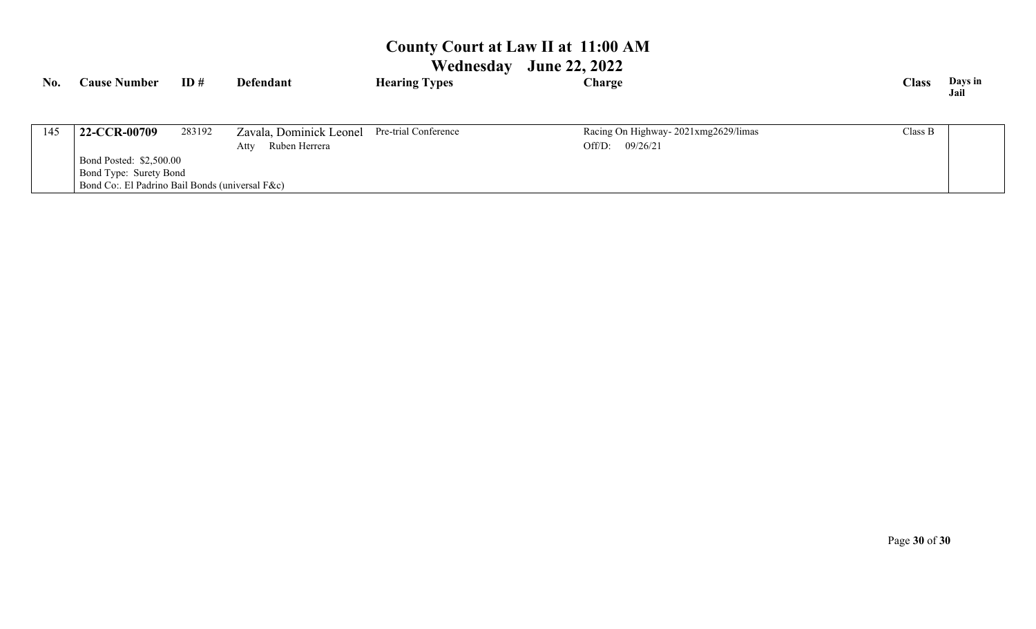# County Court at Law II at 11:00 AM

## Wednesday June 22, 2022

| No. | Cause Number | ID # | Defendant | Hearing Types | Charge | Class | Days in Jail |
|---|---|---|---|---|---|---|---|
| 145 | **22-CCR-00709** | 283192 | Zavala, Dominick Leonel<br>Atty Ruben Herrera | Pre-trial Conference | Racing On Highway- 2021xmg2629/limas<br>Off/D: 09/26/21 | Class B | |
| | Bond Posted: $2,500.00<br>Bond Type: Surety Bond<br>Bond Co:. El Padrino Bail Bonds (universal F&c) | | | | | | |